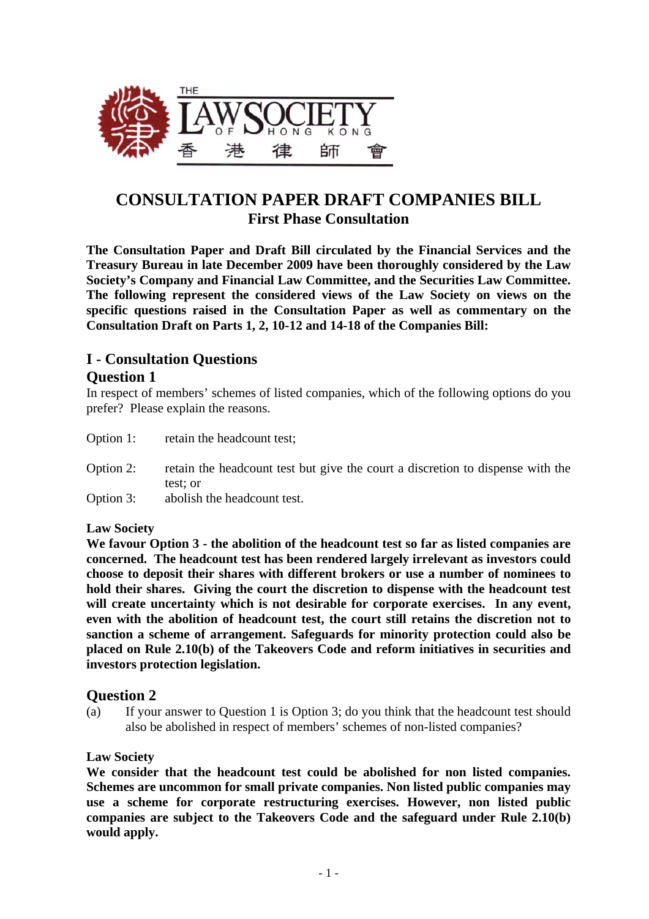THE LAW SOCIETY OF HONG KONG 香 港 律 師 會

# CONSULTATION PAPER DRAFT COMPANIES BILL

## First Phase Consultation

**The Consultation Paper and Draft Bill circulated by the Financial Services and the Treasury Bureau in late December 2009 have been thoroughly considered by the Law Society's Company and Financial Law Committee, and the Securities Law Committee. The following represent the considered views of the Law Society on views on the specific questions raised in the Consultation Paper as well as commentary on the Consultation Draft on Parts 1, 2, 10-12 and 14-18 of the Companies Bill:**

## I - Consultation Questions

### Question 1

In respect of members' schemes of listed companies, which of the following options do you prefer? Please explain the reasons.

Option 1: retain the headcount test;

Option 2: retain the headcount test but give the court a discretion to dispense with the test; or

Option 3: abolish the headcount test.

**Law Society**

**We favour Option 3 - the abolition of the headcount test so far as listed companies are concerned. The headcount test has been rendered largely irrelevant as investors could choose to deposit their shares with different brokers or use a number of nominees to hold their shares. Giving the court the discretion to dispense with the headcount test will create uncertainty which is not desirable for corporate exercises. In any event, even with the abolition of headcount test, the court still retains the discretion not to sanction a scheme of arrangement. Safeguards for minority protection could also be placed on Rule 2.10(b) of the Takeovers Code and reform initiatives in securities and investors protection legislation.**

### Question 2

(a) If your answer to Question 1 is Option 3; do you think that the headcount test should also be abolished in respect of members' schemes of non-listed companies?

**Law Society**

**We consider that the headcount test could be abolished for non listed companies. Schemes are uncommon for small private companies. Non listed public companies may use a scheme for corporate restructuring exercises. However, non listed public companies are subject to the Takeovers Code and the safeguard under Rule 2.10(b) would apply.**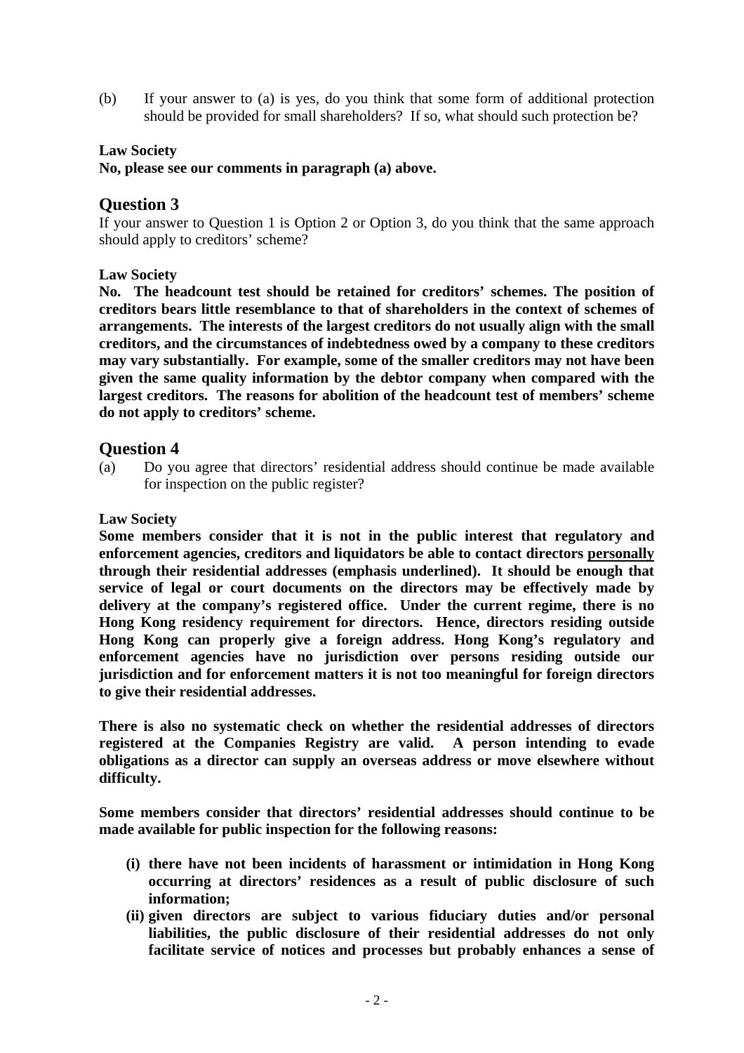(b) If your answer to (a) is yes, do you think that some form of additional protection should be provided for small shareholders? If so, what should such protection be?

**Law Society**
**No, please see our comments in paragraph (a) above.**

## Question 3

If your answer to Question 1 is Option 2 or Option 3, do you think that the same approach should apply to creditors' scheme?

**Law Society**
**No. The headcount test should be retained for creditors' schemes. The position of creditors bears little resemblance to that of shareholders in the context of schemes of arrangements. The interests of the largest creditors do not usually align with the small creditors, and the circumstances of indebtedness owed by a company to these creditors may vary substantially. For example, some of the smaller creditors may not have been given the same quality information by the debtor company when compared with the largest creditors. The reasons for abolition of the headcount test of members' scheme do not apply to creditors' scheme.**

## Question 4

(a) Do you agree that directors' residential address should continue be made available for inspection on the public register?

**Law Society**
**Some members consider that it is not in the public interest that regulatory and enforcement agencies, creditors and liquidators be able to contact directors <u>personally</u> through their residential addresses (emphasis underlined). It should be enough that service of legal or court documents on the directors may be effectively made by delivery at the company's registered office. Under the current regime, there is no Hong Kong residency requirement for directors. Hence, directors residing outside Hong Kong can properly give a foreign address. Hong Kong's regulatory and enforcement agencies have no jurisdiction over persons residing outside our jurisdiction and for enforcement matters it is not too meaningful for foreign directors to give their residential addresses.**

**There is also no systematic check on whether the residential addresses of directors registered at the Companies Registry are valid. A person intending to evade obligations as a director can supply an overseas address or move elsewhere without difficulty.**

**Some members consider that directors' residential addresses should continue to be made available for public inspection for the following reasons:**

- **(i) there have not been incidents of harassment or intimidation in Hong Kong occurring at directors' residences as a result of public disclosure of such information;**
- **(ii) given directors are subject to various fiduciary duties and/or personal liabilities, the public disclosure of their residential addresses do not only facilitate service of notices and processes but probably enhances a sense of**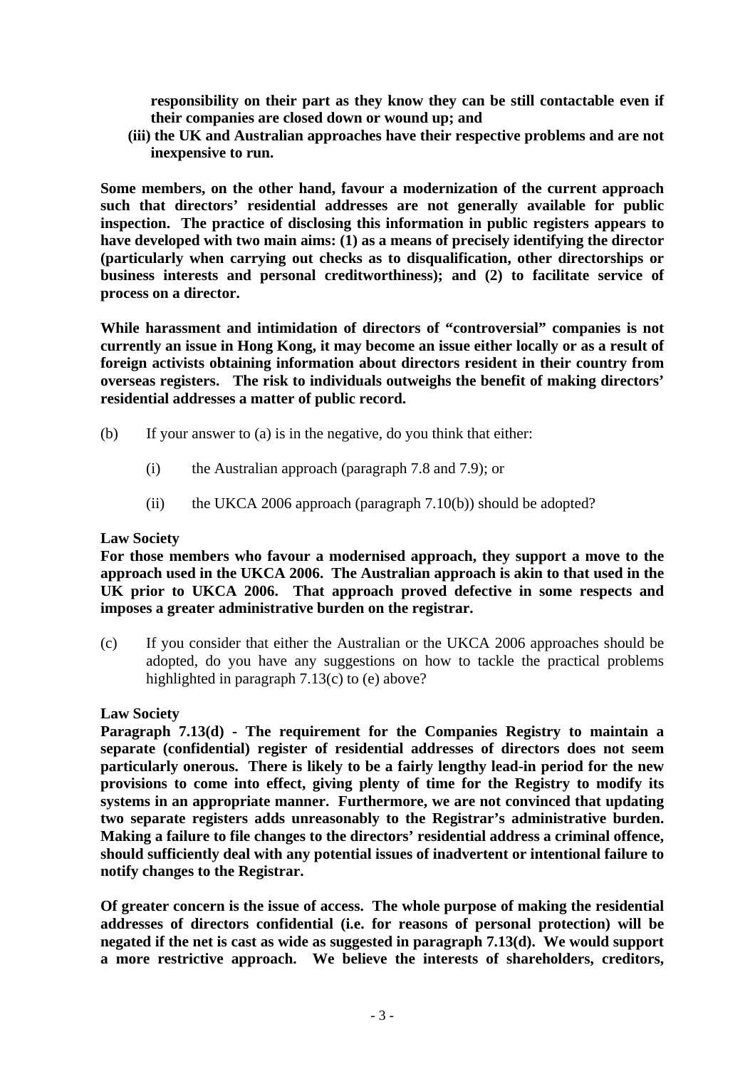**responsibility on their part as they know they can be still contactable even if their companies are closed down or wound up; and**

**(iii) the UK and Australian approaches have their respective problems and are not inexpensive to run.**

**Some members, on the other hand, favour a modernization of the current approach such that directors' residential addresses are not generally available for public inspection. The practice of disclosing this information in public registers appears to have developed with two main aims: (1) as a means of precisely identifying the director (particularly when carrying out checks as to disqualification, other directorships or business interests and personal creditworthiness); and (2) to facilitate service of process on a director.**

**While harassment and intimidation of directors of "controversial" companies is not currently an issue in Hong Kong, it may become an issue either locally or as a result of foreign activists obtaining information about directors resident in their country from overseas registers. The risk to individuals outweighs the benefit of making directors' residential addresses a matter of public record.**

(b) If your answer to (a) is in the negative, do you think that either:

(i) the Australian approach (paragraph 7.8 and 7.9); or

(ii) the UKCA 2006 approach (paragraph 7.10(b)) should be adopted?

**Law Society**

**For those members who favour a modernised approach, they support a move to the approach used in the UKCA 2006. The Australian approach is akin to that used in the UK prior to UKCA 2006. That approach proved defective in some respects and imposes a greater administrative burden on the registrar.**

(c) If you consider that either the Australian or the UKCA 2006 approaches should be adopted, do you have any suggestions on how to tackle the practical problems highlighted in paragraph 7.13(c) to (e) above?

**Law Society**

**Paragraph 7.13(d) - The requirement for the Companies Registry to maintain a separate (confidential) register of residential addresses of directors does not seem particularly onerous. There is likely to be a fairly lengthy lead-in period for the new provisions to come into effect, giving plenty of time for the Registry to modify its systems in an appropriate manner. Furthermore, we are not convinced that updating two separate registers adds unreasonably to the Registrar's administrative burden. Making a failure to file changes to the directors' residential address a criminal offence, should sufficiently deal with any potential issues of inadvertent or intentional failure to notify changes to the Registrar.**

**Of greater concern is the issue of access. The whole purpose of making the residential addresses of directors confidential (i.e. for reasons of personal protection) will be negated if the net is cast as wide as suggested in paragraph 7.13(d). We would support a more restrictive approach. We believe the interests of shareholders, creditors,**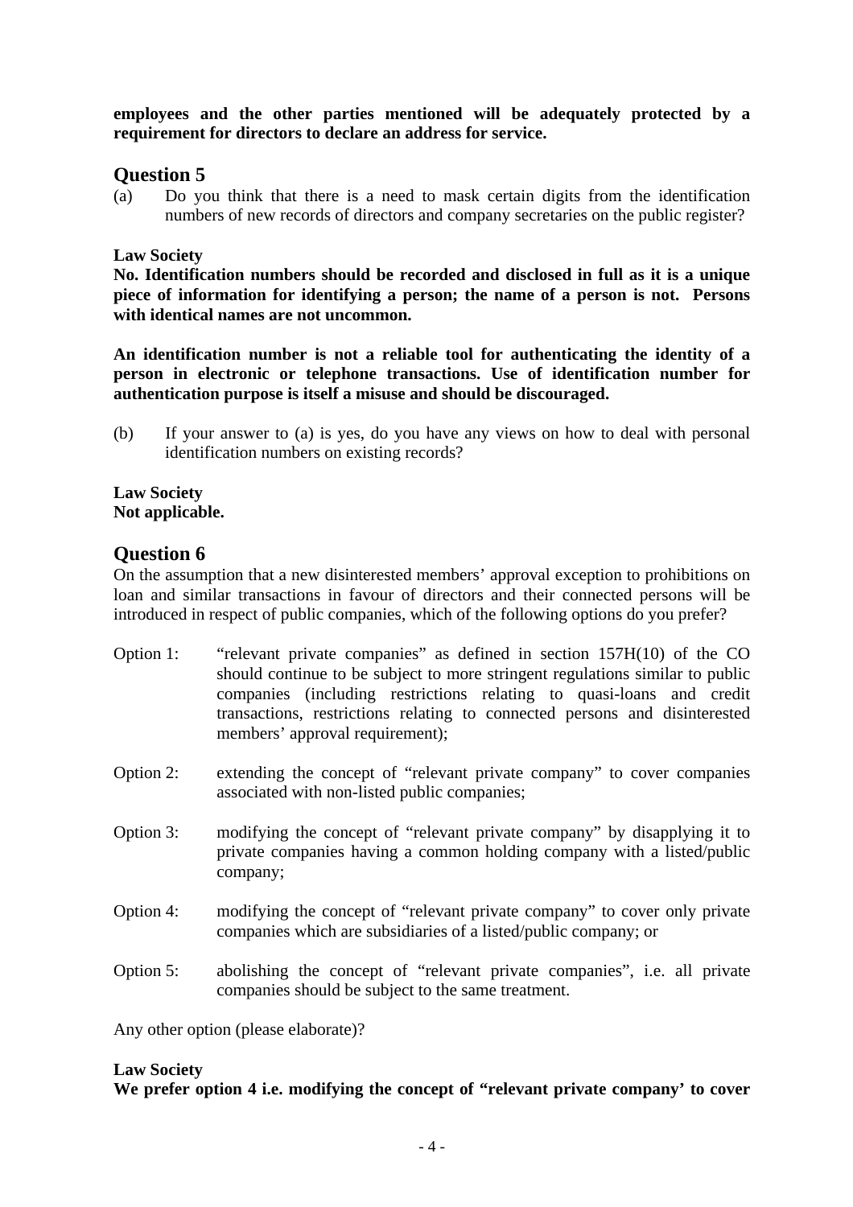**employees and the other parties mentioned will be adequately protected by a requirement for directors to declare an address for service.**

## Question 5

(a) Do you think that there is a need to mask certain digits from the identification numbers of new records of directors and company secretaries on the public register?

**Law Society**
**No. Identification numbers should be recorded and disclosed in full as it is a unique piece of information for identifying a person; the name of a person is not. Persons with identical names are not uncommon.**

**An identification number is not a reliable tool for authenticating the identity of a person in electronic or telephone transactions. Use of identification number for authentication purpose is itself a misuse and should be discouraged.**

(b) If your answer to (a) is yes, do you have any views on how to deal with personal identification numbers on existing records?

**Law Society**
**Not applicable.**

## Question 6

On the assumption that a new disinterested members' approval exception to prohibitions on loan and similar transactions in favour of directors and their connected persons will be introduced in respect of public companies, which of the following options do you prefer?

Option 1: "relevant private companies" as defined in section 157H(10) of the CO should continue to be subject to more stringent regulations similar to public companies (including restrictions relating to quasi-loans and credit transactions, restrictions relating to connected persons and disinterested members' approval requirement);

Option 2: extending the concept of "relevant private company" to cover companies associated with non-listed public companies;

Option 3: modifying the concept of "relevant private company" by disapplying it to private companies having a common holding company with a listed/public company;

Option 4: modifying the concept of "relevant private company" to cover only private companies which are subsidiaries of a listed/public company; or

Option 5: abolishing the concept of "relevant private companies", i.e. all private companies should be subject to the same treatment.

Any other option (please elaborate)?

**Law Society**
**We prefer option 4 i.e. modifying the concept of "relevant private company' to cover**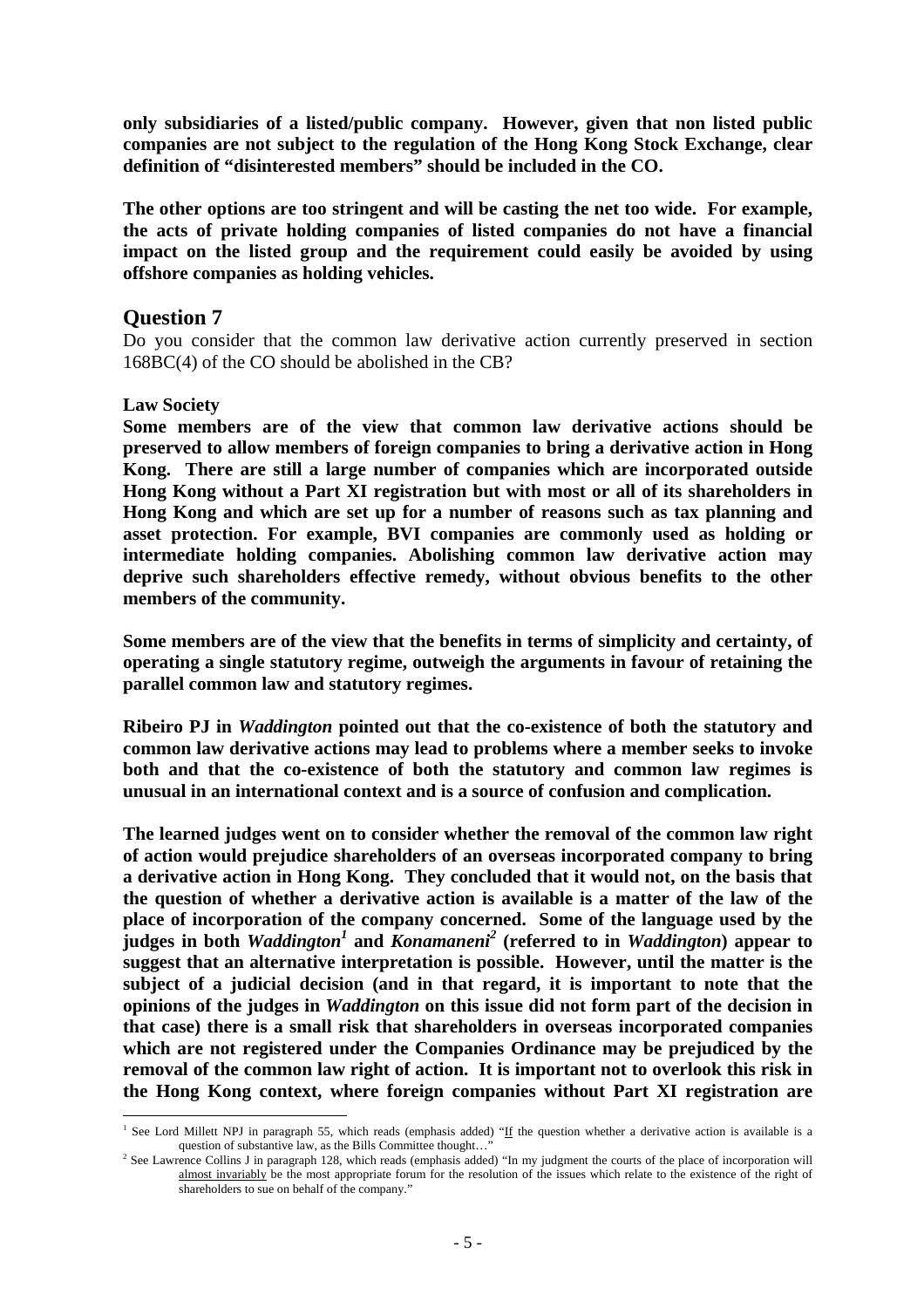**only subsidiaries of a listed/public company. However, given that non listed public companies are not subject to the regulation of the Hong Kong Stock Exchange, clear definition of "disinterested members" should be included in the CO.**

**The other options are too stringent and will be casting the net too wide. For example, the acts of private holding companies of listed companies do not have a financial impact on the listed group and the requirement could easily be avoided by using offshore companies as holding vehicles.**

## Question 7

Do you consider that the common law derivative action currently preserved in section 168BC(4) of the CO should be abolished in the CB?

**Law Society**

**Some members are of the view that common law derivative actions should be preserved to allow members of foreign companies to bring a derivative action in Hong Kong. There are still a large number of companies which are incorporated outside Hong Kong without a Part XI registration but with most or all of its shareholders in Hong Kong and which are set up for a number of reasons such as tax planning and asset protection. For example, BVI companies are commonly used as holding or intermediate holding companies. Abolishing common law derivative action may deprive such shareholders effective remedy, without obvious benefits to the other members of the community.**

**Some members are of the view that the benefits in terms of simplicity and certainty, of operating a single statutory regime, outweigh the arguments in favour of retaining the parallel common law and statutory regimes.**

**Ribeiro PJ in *Waddington* pointed out that the co-existence of both the statutory and common law derivative actions may lead to problems where a member seeks to invoke both and that the co-existence of both the statutory and common law regimes is unusual in an international context and is a source of confusion and complication.**

**The learned judges went on to consider whether the removal of the common law right of action would prejudice shareholders of an overseas incorporated company to bring a derivative action in Hong Kong. They concluded that it would not, on the basis that the question of whether a derivative action is available is a matter of the law of the place of incorporation of the company concerned. Some of the language used by the judges in both *Waddington*[1] and *Konamaneni*[2] (referred to in *Waddington*) appear to suggest that an alternative interpretation is possible. However, until the matter is the subject of a judicial decision (and in that regard, it is important to note that the opinions of the judges in *Waddington* on this issue did not form part of the decision in that case) there is a small risk that shareholders in overseas incorporated companies which are not registered under the Companies Ordinance may be prejudiced by the removal of the common law right of action. It is important not to overlook this risk in the Hong Kong context, where foreign companies without Part XI registration are**

---

[1] See Lord Millett NPJ in paragraph 55, which reads (emphasis added) "If the question whether a derivative action is available is a question of substantive law, as the Bills Committee thought…"

[2] See Lawrence Collins J in paragraph 128, which reads (emphasis added) "In my judgment the courts of the place of incorporation will almost invariably be the most appropriate forum for the resolution of the issues which relate to the existence of the right of shareholders to sue on behalf of the company."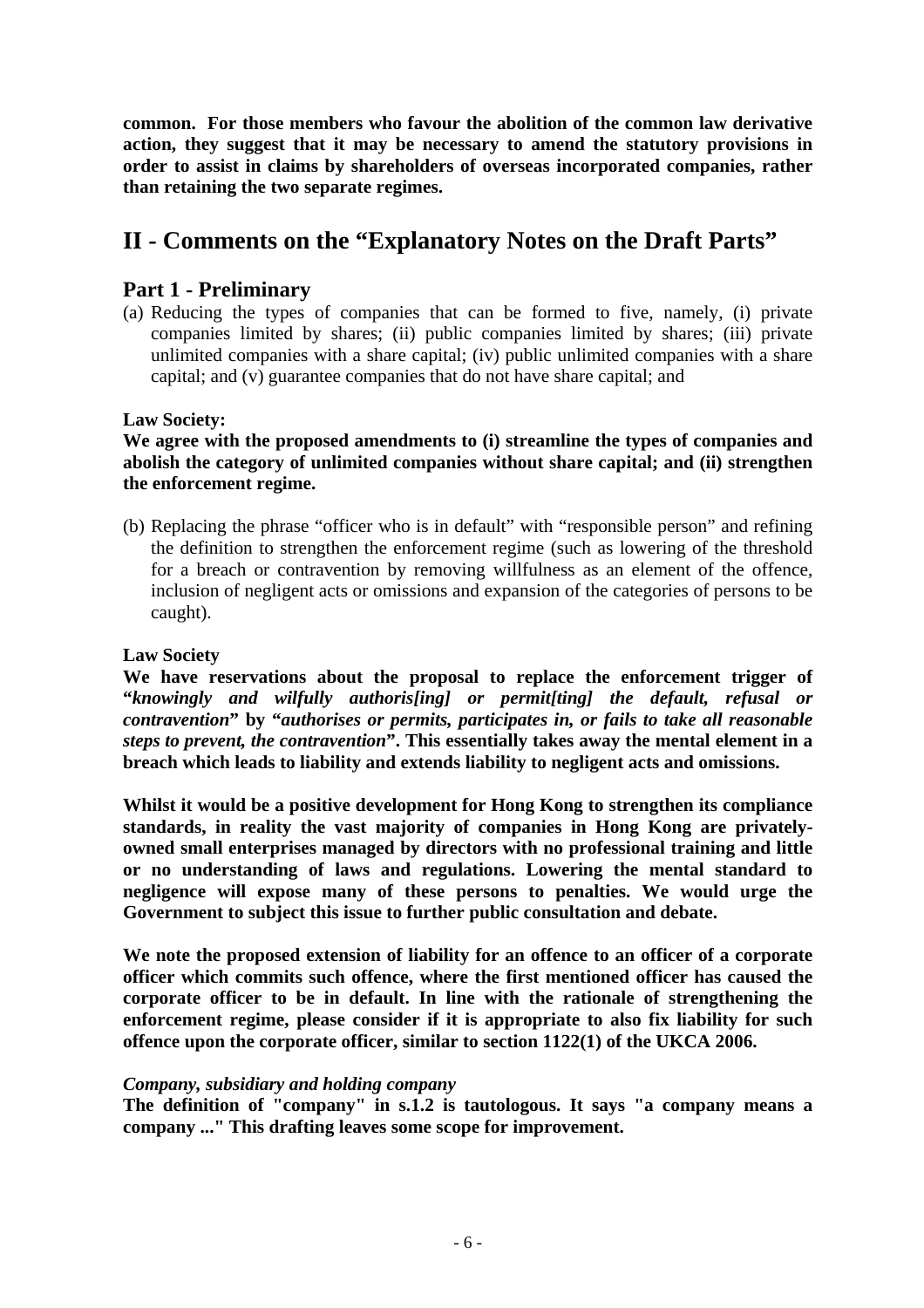**common. For those members who favour the abolition of the common law derivative action, they suggest that it may be necessary to amend the statutory provisions in order to assist in claims by shareholders of overseas incorporated companies, rather than retaining the two separate regimes.**

# II - Comments on the "Explanatory Notes on the Draft Parts"

## Part 1 - Preliminary

(a) Reducing the types of companies that can be formed to five, namely, (i) private companies limited by shares; (ii) public companies limited by shares; (iii) private unlimited companies with a share capital; (iv) public unlimited companies with a share capital; and (v) guarantee companies that do not have share capital; and

**Law Society:**

**We agree with the proposed amendments to (i) streamline the types of companies and abolish the category of unlimited companies without share capital; and (ii) strengthen the enforcement regime.**

(b) Replacing the phrase "officer who is in default" with "responsible person" and refining the definition to strengthen the enforcement regime (such as lowering of the threshold for a breach or contravention by removing willfulness as an element of the offence, inclusion of negligent acts or omissions and expansion of the categories of persons to be caught).

**Law Society**

**We have reservations about the proposal to replace the enforcement trigger of "*knowingly and wilfully authoris[ing] or permit[ting] the default, refusal or contravention*" by "*authorises or permits, participates in, or fails to take all reasonable steps to prevent, the contravention*". This essentially takes away the mental element in a breach which leads to liability and extends liability to negligent acts and omissions.**

**Whilst it would be a positive development for Hong Kong to strengthen its compliance standards, in reality the vast majority of companies in Hong Kong are privately-owned small enterprises managed by directors with no professional training and little or no understanding of laws and regulations. Lowering the mental standard to negligence will expose many of these persons to penalties. We would urge the Government to subject this issue to further public consultation and debate.**

**We note the proposed extension of liability for an offence to an officer of a corporate officer which commits such offence, where the first mentioned officer has caused the corporate officer to be in default. In line with the rationale of strengthening the enforcement regime, please consider if it is appropriate to also fix liability for such offence upon the corporate officer, similar to section 1122(1) of the UKCA 2006.**

***Company, subsidiary and holding company***

**The definition of "company" in s.1.2 is tautologous. It says "a company means a company ..." This drafting leaves some scope for improvement.**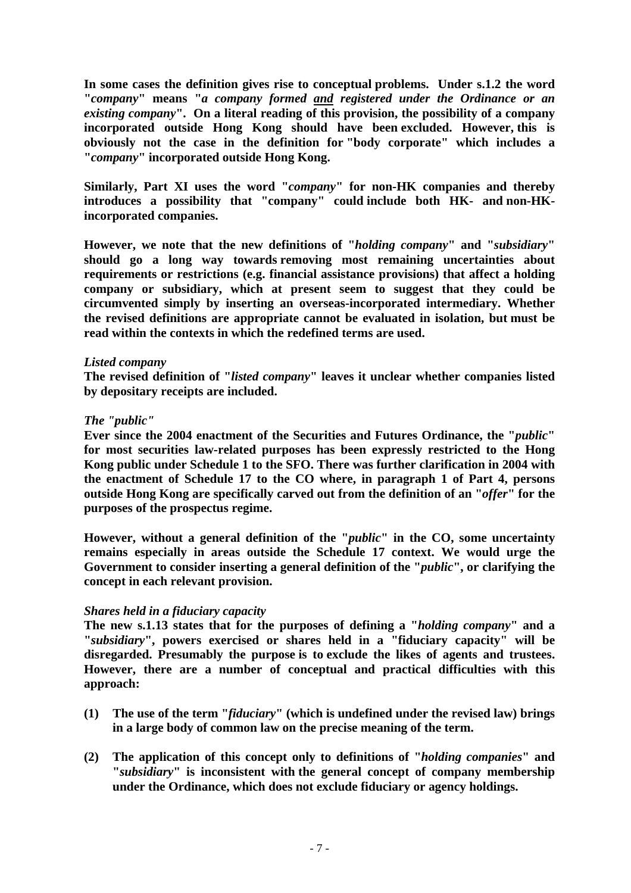**In some cases the definition gives rise to conceptual problems. Under s.1.2 the word "*company*" means "*a company formed and registered under the Ordinance or an existing company*". On a literal reading of this provision, the possibility of a company incorporated outside Hong Kong should have been excluded. However, this is obviously not the case in the definition for "body corporate" which includes a "*company*" incorporated outside Hong Kong.**

**Similarly, Part XI uses the word "*company*" for non-HK companies and thereby introduces a possibility that "company" could include both HK- and non-HK-incorporated companies.**

**However, we note that the new definitions of "*holding company*" and "*subsidiary*" should go a long way towards removing most remaining uncertainties about requirements or restrictions (e.g. financial assistance provisions) that affect a holding company or subsidiary, which at present seem to suggest that they could be circumvented simply by inserting an overseas-incorporated intermediary. Whether the revised definitions are appropriate cannot be evaluated in isolation, but must be read within the contexts in which the redefined terms are used.**

***Listed company***

**The revised definition of "*listed company*" leaves it unclear whether companies listed by depositary receipts are included.**

***The "public"***

**Ever since the 2004 enactment of the Securities and Futures Ordinance, the "*public*" for most securities law-related purposes has been expressly restricted to the Hong Kong public under Schedule 1 to the SFO. There was further clarification in 2004 with the enactment of Schedule 17 to the CO where, in paragraph 1 of Part 4, persons outside Hong Kong are specifically carved out from the definition of an "*offer*" for the purposes of the prospectus regime.**

**However, without a general definition of the "*public*" in the CO, some uncertainty remains especially in areas outside the Schedule 17 context. We would urge the Government to consider inserting a general definition of the "*public*", or clarifying the concept in each relevant provision.**

***Shares held in a fiduciary capacity***

**The new s.1.13 states that for the purposes of defining a "*holding company*" and a "*subsidiary*", powers exercised or shares held in a "fiduciary capacity" will be disregarded. Presumably the purpose is to exclude the likes of agents and trustees. However, there are a number of conceptual and practical difficulties with this approach:**

**(1) The use of the term "*fiduciary*" (which is undefined under the revised law) brings in a large body of common law on the precise meaning of the term.**

**(2) The application of this concept only to definitions of "*holding companies*" and "*subsidiary*" is inconsistent with the general concept of company membership under the Ordinance, which does not exclude fiduciary or agency holdings.**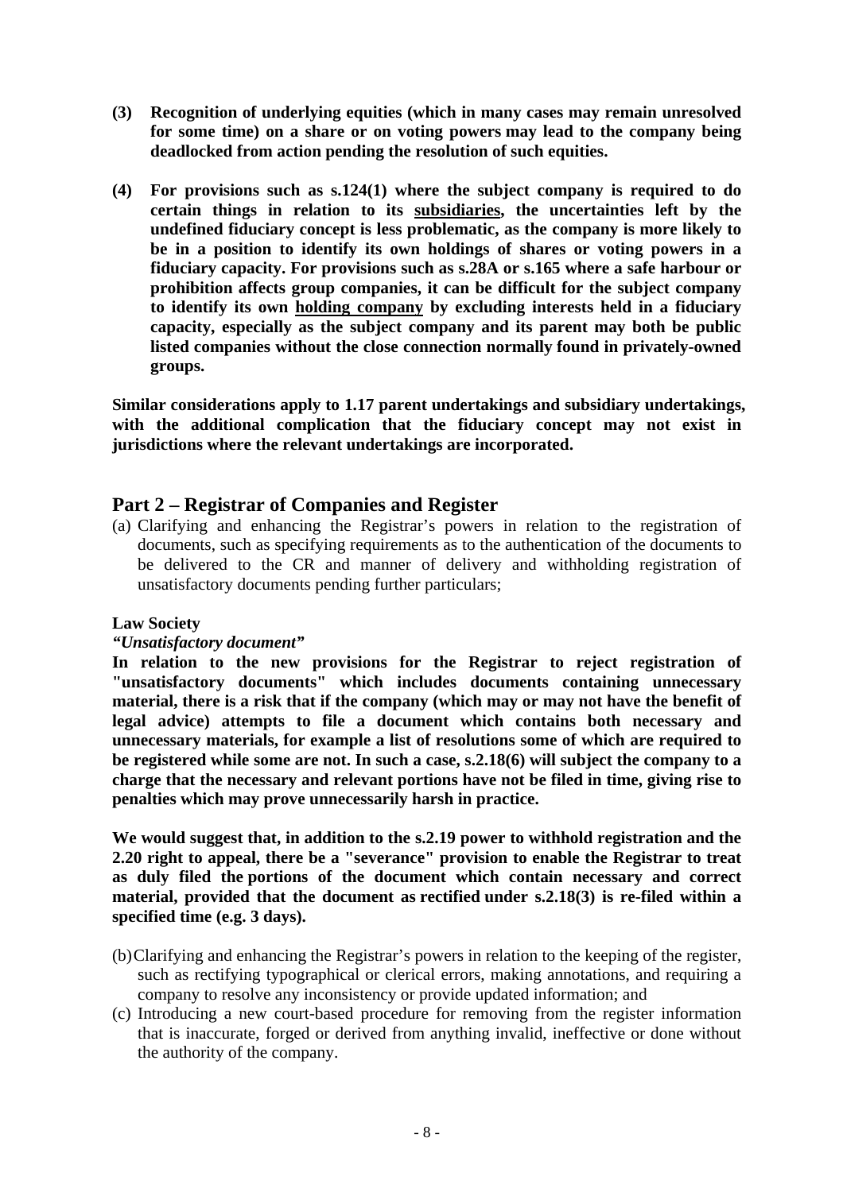**(3) Recognition of underlying equities (which in many cases may remain unresolved for some time) on a share or on voting powers may lead to the company being deadlocked from action pending the resolution of such equities.**

**(4) For provisions such as s.124(1) where the subject company is required to do certain things in relation to its <u>subsidiaries</u>, the uncertainties left by the undefined fiduciary concept is less problematic, as the company is more likely to be in a position to identify its own holdings of shares or voting powers in a fiduciary capacity. For provisions such as s.28A or s.165 where a safe harbour or prohibition affects group companies, it can be difficult for the subject company to identify its own <u>holding company</u> by excluding interests held in a fiduciary capacity, especially as the subject company and its parent may both be public listed companies without the close connection normally found in privately-owned groups.**

**Similar considerations apply to 1.17 parent undertakings and subsidiary undertakings, with the additional complication that the fiduciary concept may not exist in jurisdictions where the relevant undertakings are incorporated.**

## Part 2 – Registrar of Companies and Register

(a) Clarifying and enhancing the Registrar's powers in relation to the registration of documents, such as specifying requirements as to the authentication of the documents to be delivered to the CR and manner of delivery and withholding registration of unsatisfactory documents pending further particulars;

**Law Society**

***"Unsatisfactory document"***

**In relation to the new provisions for the Registrar to reject registration of "unsatisfactory documents" which includes documents containing unnecessary material, there is a risk that if the company (which may or may not have the benefit of legal advice) attempts to file a document which contains both necessary and unnecessary materials, for example a list of resolutions some of which are required to be registered while some are not. In such a case, s.2.18(6) will subject the company to a charge that the necessary and relevant portions have not be filed in time, giving rise to penalties which may prove unnecessarily harsh in practice.**

**We would suggest that, in addition to the s.2.19 power to withhold registration and the 2.20 right to appeal, there be a "severance" provision to enable the Registrar to treat as duly filed the portions of the document which contain necessary and correct material, provided that the document as rectified under s.2.18(3) is re-filed within a specified time (e.g. 3 days).**

(b) Clarifying and enhancing the Registrar's powers in relation to the keeping of the register, such as rectifying typographical or clerical errors, making annotations, and requiring a company to resolve any inconsistency or provide updated information; and

(c) Introducing a new court-based procedure for removing from the register information that is inaccurate, forged or derived from anything invalid, ineffective or done without the authority of the company.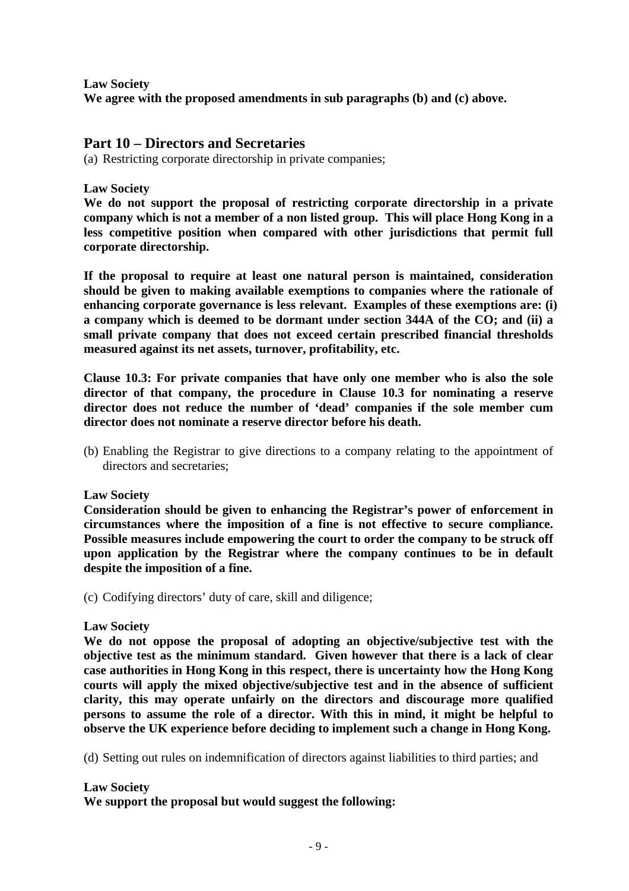**Law Society**
**We agree with the proposed amendments in sub paragraphs (b) and (c) above.**

## Part 10 – Directors and Secretaries

(a) Restricting corporate directorship in private companies;

**Law Society**
**We do not support the proposal of restricting corporate directorship in a private company which is not a member of a non listed group. This will place Hong Kong in a less competitive position when compared with other jurisdictions that permit full corporate directorship.**

**If the proposal to require at least one natural person is maintained, consideration should be given to making available exemptions to companies where the rationale of enhancing corporate governance is less relevant. Examples of these exemptions are: (i) a company which is deemed to be dormant under section 344A of the CO; and (ii) a small private company that does not exceed certain prescribed financial thresholds measured against its net assets, turnover, profitability, etc.**

**Clause 10.3: For private companies that have only one member who is also the sole director of that company, the procedure in Clause 10.3 for nominating a reserve director does not reduce the number of 'dead' companies if the sole member cum director does not nominate a reserve director before his death.**

(b) Enabling the Registrar to give directions to a company relating to the appointment of directors and secretaries;

**Law Society**
**Consideration should be given to enhancing the Registrar's power of enforcement in circumstances where the imposition of a fine is not effective to secure compliance. Possible measures include empowering the court to order the company to be struck off upon application by the Registrar where the company continues to be in default despite the imposition of a fine.**

(c) Codifying directors' duty of care, skill and diligence;

**Law Society**
**We do not oppose the proposal of adopting an objective/subjective test with the objective test as the minimum standard. Given however that there is a lack of clear case authorities in Hong Kong in this respect, there is uncertainty how the Hong Kong courts will apply the mixed objective/subjective test and in the absence of sufficient clarity, this may operate unfairly on the directors and discourage more qualified persons to assume the role of a director. With this in mind, it might be helpful to observe the UK experience before deciding to implement such a change in Hong Kong.**

(d) Setting out rules on indemnification of directors against liabilities to third parties; and

**Law Society**
**We support the proposal but would suggest the following:**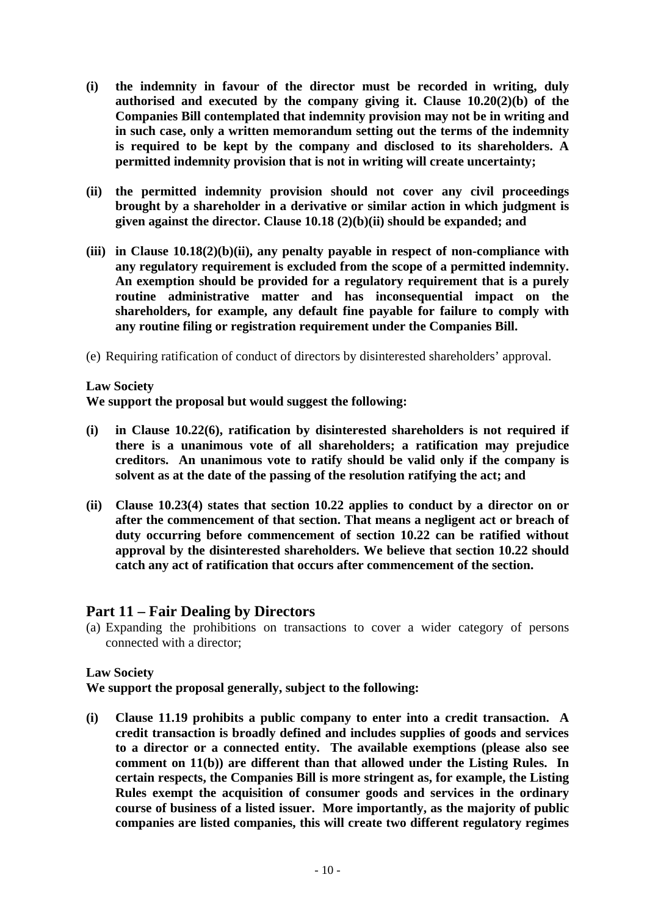- **(i) the indemnity in favour of the director must be recorded in writing, duly authorised and executed by the company giving it. Clause 10.20(2)(b) of the Companies Bill contemplated that indemnity provision may not be in writing and in such case, only a written memorandum setting out the terms of the indemnity is required to be kept by the company and disclosed to its shareholders. A permitted indemnity provision that is not in writing will create uncertainty;**

- **(ii) the permitted indemnity provision should not cover any civil proceedings brought by a shareholder in a derivative or similar action in which judgment is given against the director. Clause 10.18 (2)(b)(ii) should be expanded; and**

- **(iii) in Clause 10.18(2)(b)(ii), any penalty payable in respect of non-compliance with any regulatory requirement is excluded from the scope of a permitted indemnity. An exemption should be provided for a regulatory requirement that is a purely routine administrative matter and has inconsequential impact on the shareholders, for example, any default fine payable for failure to comply with any routine filing or registration requirement under the Companies Bill.**

(e) Requiring ratification of conduct of directors by disinterested shareholders' approval.

**Law Society**

**We support the proposal but would suggest the following:**

- **(i) in Clause 10.22(6), ratification by disinterested shareholders is not required if there is a unanimous vote of all shareholders; a ratification may prejudice creditors. An unanimous vote to ratify should be valid only if the company is solvent as at the date of the passing of the resolution ratifying the act; and**

- **(ii) Clause 10.23(4) states that section 10.22 applies to conduct by a director on or after the commencement of that section. That means a negligent act or breach of duty occurring before commencement of section 10.22 can be ratified without approval by the disinterested shareholders. We believe that section 10.22 should catch any act of ratification that occurs after commencement of the section.**

## Part 11 – Fair Dealing by Directors

(a) Expanding the prohibitions on transactions to cover a wider category of persons connected with a director;

**Law Society**

**We support the proposal generally, subject to the following:**

- **(i) Clause 11.19 prohibits a public company to enter into a credit transaction. A credit transaction is broadly defined and includes supplies of goods and services to a director or a connected entity. The available exemptions (please also see comment on 11(b)) are different than that allowed under the Listing Rules. In certain respects, the Companies Bill is more stringent as, for example, the Listing Rules exempt the acquisition of consumer goods and services in the ordinary course of business of a listed issuer. More importantly, as the majority of public companies are listed companies, this will create two different regulatory regimes**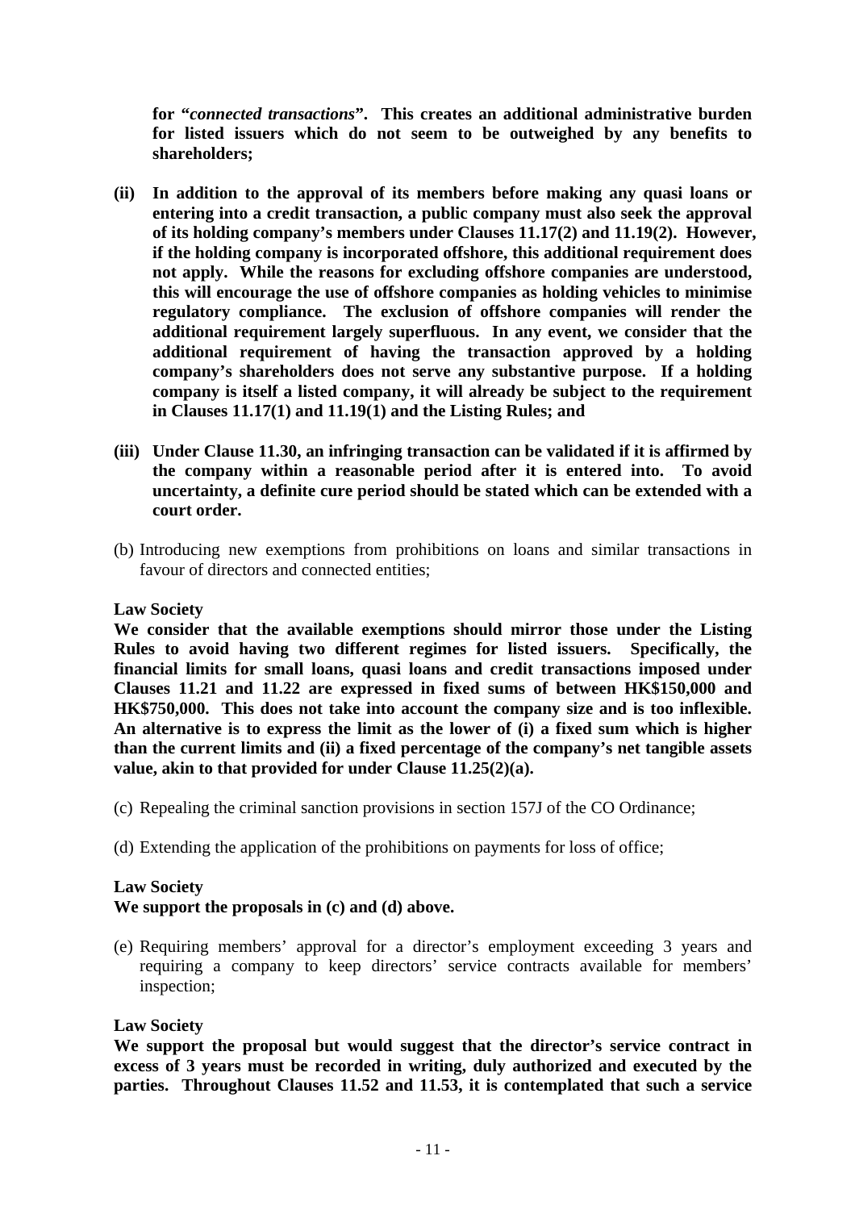**for "*connected transactions*". This creates an additional administrative burden for listed issuers which do not seem to be outweighed by any benefits to shareholders;**

**(ii) In addition to the approval of its members before making any quasi loans or entering into a credit transaction, a public company must also seek the approval of its holding company's members under Clauses 11.17(2) and 11.19(2). However, if the holding company is incorporated offshore, this additional requirement does not apply. While the reasons for excluding offshore companies are understood, this will encourage the use of offshore companies as holding vehicles to minimise regulatory compliance. The exclusion of offshore companies will render the additional requirement largely superfluous. In any event, we consider that the additional requirement of having the transaction approved by a holding company's shareholders does not serve any substantive purpose. If a holding company is itself a listed company, it will already be subject to the requirement in Clauses 11.17(1) and 11.19(1) and the Listing Rules; and**

**(iii) Under Clause 11.30, an infringing transaction can be validated if it is affirmed by the company within a reasonable period after it is entered into. To avoid uncertainty, a definite cure period should be stated which can be extended with a court order.**

(b) Introducing new exemptions from prohibitions on loans and similar transactions in favour of directors and connected entities;

**Law Society**

**We consider that the available exemptions should mirror those under the Listing Rules to avoid having two different regimes for listed issuers. Specifically, the financial limits for small loans, quasi loans and credit transactions imposed under Clauses 11.21 and 11.22 are expressed in fixed sums of between HK$150,000 and HK$750,000. This does not take into account the company size and is too inflexible. An alternative is to express the limit as the lower of (i) a fixed sum which is higher than the current limits and (ii) a fixed percentage of the company's net tangible assets value, akin to that provided for under Clause 11.25(2)(a).**

(c) Repealing the criminal sanction provisions in section 157J of the CO Ordinance;

(d) Extending the application of the prohibitions on payments for loss of office;

**Law Society**

**We support the proposals in (c) and (d) above.**

(e) Requiring members' approval for a director's employment exceeding 3 years and requiring a company to keep directors' service contracts available for members' inspection;

**Law Society**

**We support the proposal but would suggest that the director's service contract in excess of 3 years must be recorded in writing, duly authorized and executed by the parties. Throughout Clauses 11.52 and 11.53, it is contemplated that such a service**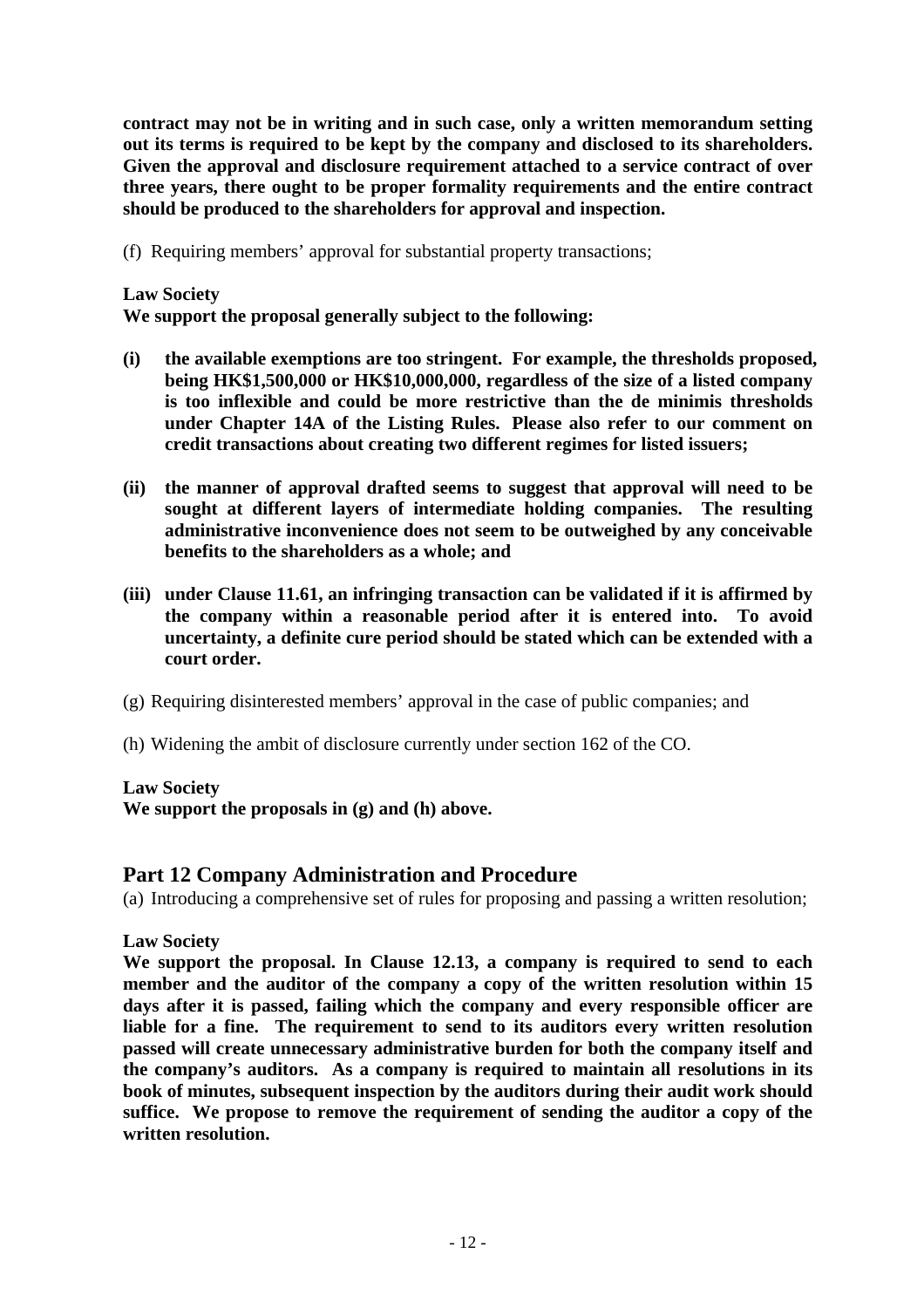**contract may not be in writing and in such case, only a written memorandum setting out its terms is required to be kept by the company and disclosed to its shareholders. Given the approval and disclosure requirement attached to a service contract of over three years, there ought to be proper formality requirements and the entire contract should be produced to the shareholders for approval and inspection.**

(f) Requiring members' approval for substantial property transactions;

**Law Society**
**We support the proposal generally subject to the following:**

**(i) the available exemptions are too stringent. For example, the thresholds proposed, being HK$1,500,000 or HK$10,000,000, regardless of the size of a listed company is too inflexible and could be more restrictive than the de minimis thresholds under Chapter 14A of the Listing Rules. Please also refer to our comment on credit transactions about creating two different regimes for listed issuers;**

**(ii) the manner of approval drafted seems to suggest that approval will need to be sought at different layers of intermediate holding companies. The resulting administrative inconvenience does not seem to be outweighed by any conceivable benefits to the shareholders as a whole; and**

**(iii) under Clause 11.61, an infringing transaction can be validated if it is affirmed by the company within a reasonable period after it is entered into. To avoid uncertainty, a definite cure period should be stated which can be extended with a court order.**

(g) Requiring disinterested members' approval in the case of public companies; and

(h) Widening the ambit of disclosure currently under section 162 of the CO.

**Law Society**
**We support the proposals in (g) and (h) above.**

## Part 12 Company Administration and Procedure

(a) Introducing a comprehensive set of rules for proposing and passing a written resolution;

**Law Society**
**We support the proposal. In Clause 12.13, a company is required to send to each member and the auditor of the company a copy of the written resolution within 15 days after it is passed, failing which the company and every responsible officer are liable for a fine. The requirement to send to its auditors every written resolution passed will create unnecessary administrative burden for both the company itself and the company's auditors. As a company is required to maintain all resolutions in its book of minutes, subsequent inspection by the auditors during their audit work should suffice. We propose to remove the requirement of sending the auditor a copy of the written resolution.**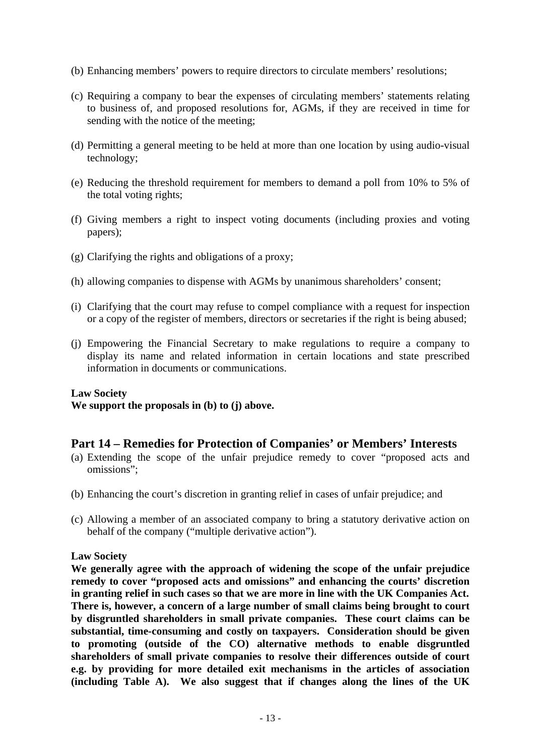(b) Enhancing members' powers to require directors to circulate members' resolutions;

(c) Requiring a company to bear the expenses of circulating members' statements relating to business of, and proposed resolutions for, AGMs, if they are received in time for sending with the notice of the meeting;

(d) Permitting a general meeting to be held at more than one location by using audio-visual technology;

(e) Reducing the threshold requirement for members to demand a poll from 10% to 5% of the total voting rights;

(f) Giving members a right to inspect voting documents (including proxies and voting papers);

(g) Clarifying the rights and obligations of a proxy;

(h) allowing companies to dispense with AGMs by unanimous shareholders' consent;

(i) Clarifying that the court may refuse to compel compliance with a request for inspection or a copy of the register of members, directors or secretaries if the right is being abused;

(j) Empowering the Financial Secretary to make regulations to require a company to display its name and related information in certain locations and state prescribed information in documents or communications.

**Law Society**
**We support the proposals in (b) to (j) above.**

## Part 14 – Remedies for Protection of Companies' or Members' Interests

(a) Extending the scope of the unfair prejudice remedy to cover "proposed acts and omissions";

(b) Enhancing the court's discretion in granting relief in cases of unfair prejudice; and

(c) Allowing a member of an associated company to bring a statutory derivative action on behalf of the company ("multiple derivative action").

**Law Society**
**We generally agree with the approach of widening the scope of the unfair prejudice remedy to cover "proposed acts and omissions" and enhancing the courts' discretion in granting relief in such cases so that we are more in line with the UK Companies Act. There is, however, a concern of a large number of small claims being brought to court by disgruntled shareholders in small private companies. These court claims can be substantial, time-consuming and costly on taxpayers. Consideration should be given to promoting (outside of the CO) alternative methods to enable disgruntled shareholders of small private companies to resolve their differences outside of court e.g. by providing for more detailed exit mechanisms in the articles of association (including Table A). We also suggest that if changes along the lines of the UK**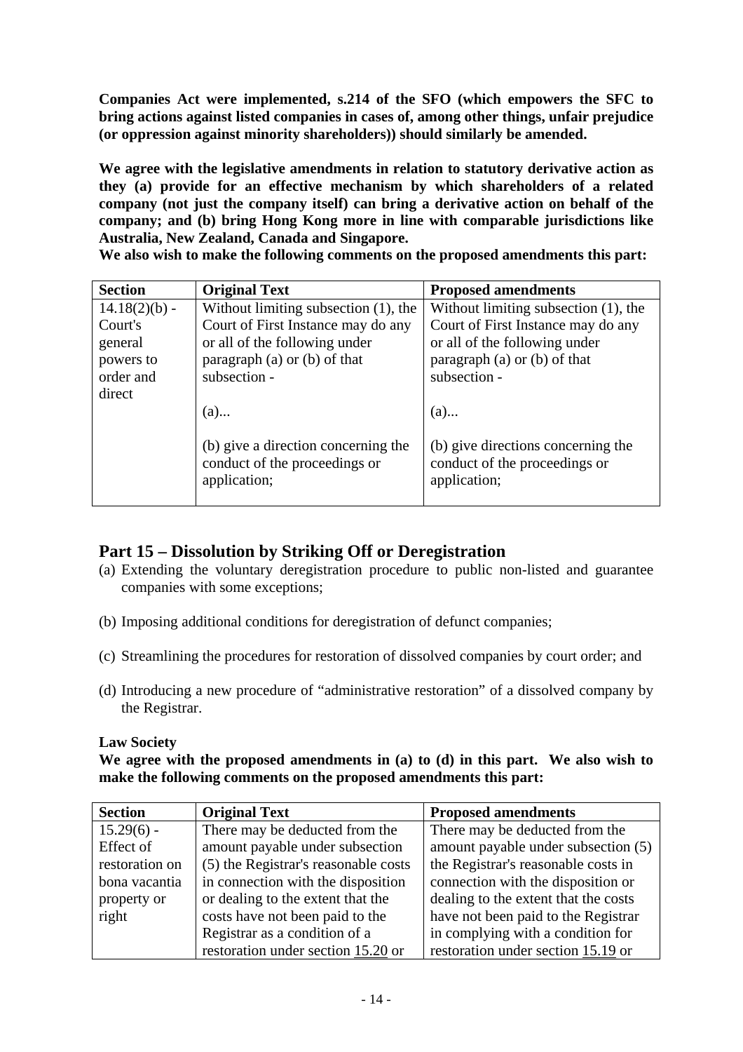**Companies Act were implemented, s.214 of the SFO (which empowers the SFC to bring actions against listed companies in cases of, among other things, unfair prejudice (or oppression against minority shareholders)) should similarly be amended.**

**We agree with the legislative amendments in relation to statutory derivative action as they (a) provide for an effective mechanism by which shareholders of a related company (not just the company itself) can bring a derivative action on behalf of the company; and (b) bring Hong Kong more in line with comparable jurisdictions like Australia, New Zealand, Canada and Singapore.**

**We also wish to make the following comments on the proposed amendments this part:**

| **Section** | **Original Text** | **Proposed amendments** |
|---|---|---|
| 14.18(2)(b) - Court's general powers to order and direct | Without limiting subsection (1), the Court of First Instance may do any or all of the following under paragraph (a) or (b) of that subsection - <br><br> (a)... <br><br> (b) give a direction concerning the conduct of the proceedings or application; | Without limiting subsection (1), the Court of First Instance may do any or all of the following under paragraph (a) or (b) of that subsection - <br><br> (a)... <br><br> (b) give directions concerning the conduct of the proceedings or application; |

## Part 15 – Dissolution by Striking Off or Deregistration

(a) Extending the voluntary deregistration procedure to public non-listed and guarantee companies with some exceptions;

(b) Imposing additional conditions for deregistration of defunct companies;

(c) Streamlining the procedures for restoration of dissolved companies by court order; and

(d) Introducing a new procedure of "administrative restoration" of a dissolved company by the Registrar.

**Law Society**

**We agree with the proposed amendments in (a) to (d) in this part. We also wish to make the following comments on the proposed amendments this part:**

| **Section** | **Original Text** | **Proposed amendments** |
|---|---|---|
| 15.29(6) - Effect of restoration on bona vacantia property or right | There may be deducted from the amount payable under subsection (5) the Registrar's reasonable costs in connection with the disposition or dealing to the extent that the costs have not been paid to the Registrar as a condition of a restoration under section 15.20 or | There may be deducted from the amount payable under subsection (5) the Registrar's reasonable costs in connection with the disposition or dealing to the extent that the costs have not been paid to the Registrar in complying with a condition for restoration under section 15.19 or |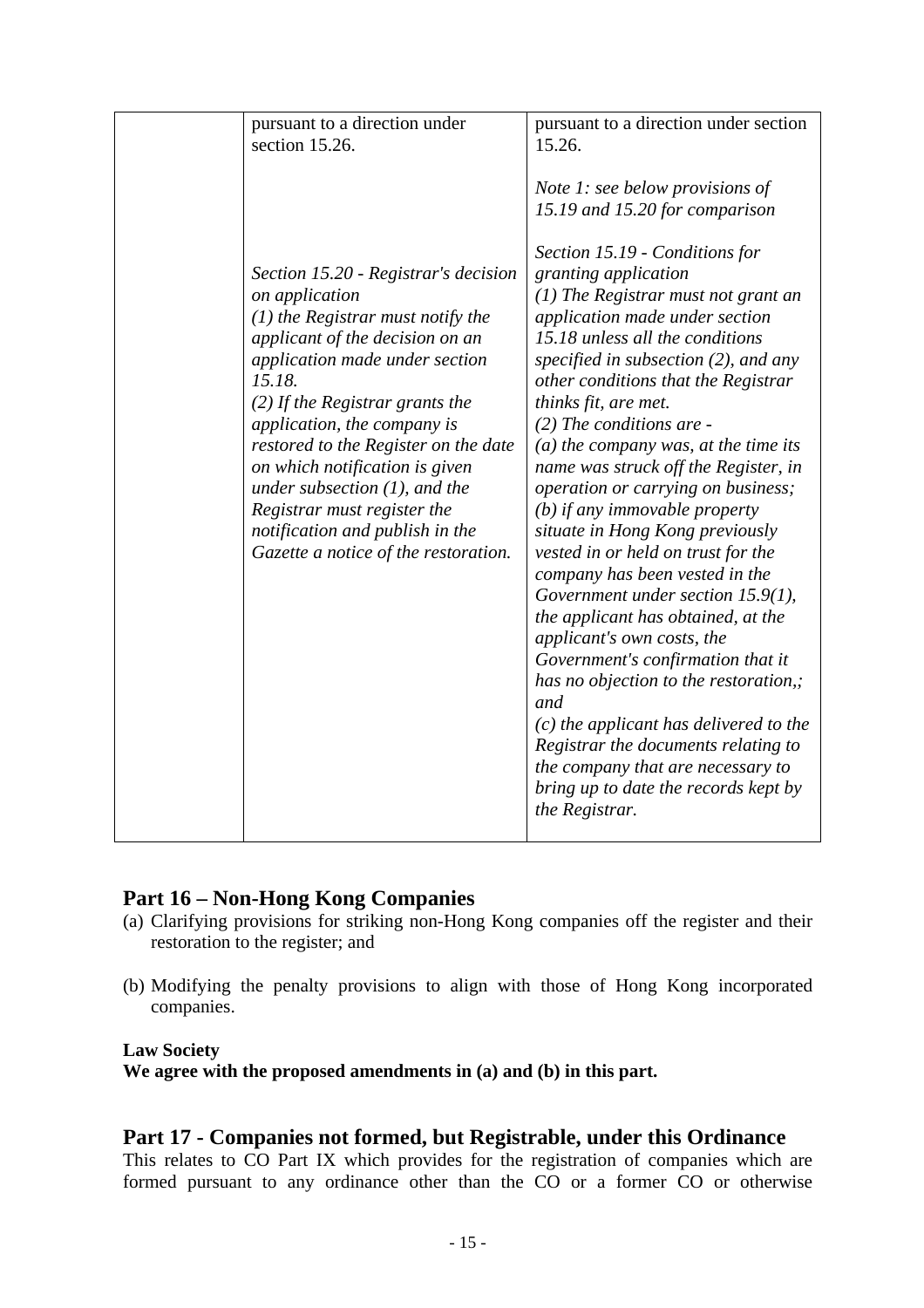| | | |
|---|---|---|
| | pursuant to a direction under section 15.26.<br><br><br><br><br>*Section 15.20 - Registrar's decision on application*<br>*(1) the Registrar must notify the applicant of the decision on an application made under section 15.18.*<br>*(2) If the Registrar grants the application, the company is restored to the Register on the date on which notification is given under subsection (1), and the Registrar must register the notification and publish in the Gazette a notice of the restoration.* | pursuant to a direction under section 15.26.<br><br>*Note 1: see below provisions of 15.19 and 15.20 for comparison*<br><br>*Section 15.19 - Conditions for granting application*<br>*(1) The Registrar must not grant an application made under section 15.18 unless all the conditions specified in subsection (2), and any other conditions that the Registrar thinks fit, are met.*<br>*(2) The conditions are -*<br>*(a) the company was, at the time its name was struck off the Register, in operation or carrying on business;*<br>*(b) if any immovable property situate in Hong Kong previously vested in or held on trust for the company has been vested in the Government under section 15.9(1), the applicant has obtained, at the applicant's own costs, the Government's confirmation that it has no objection to the restoration,; and*<br>*(c) the applicant has delivered to the Registrar the documents relating to the company that are necessary to bring up to date the records kept by the Registrar.* |

## Part 16 – Non-Hong Kong Companies

(a) Clarifying provisions for striking non-Hong Kong companies off the register and their restoration to the register; and

(b) Modifying the penalty provisions to align with those of Hong Kong incorporated companies.

**Law Society**
**We agree with the proposed amendments in (a) and (b) in this part.**

## Part 17 - Companies not formed, but Registrable, under this Ordinance

This relates to CO Part IX which provides for the registration of companies which are formed pursuant to any ordinance other than the CO or a former CO or otherwise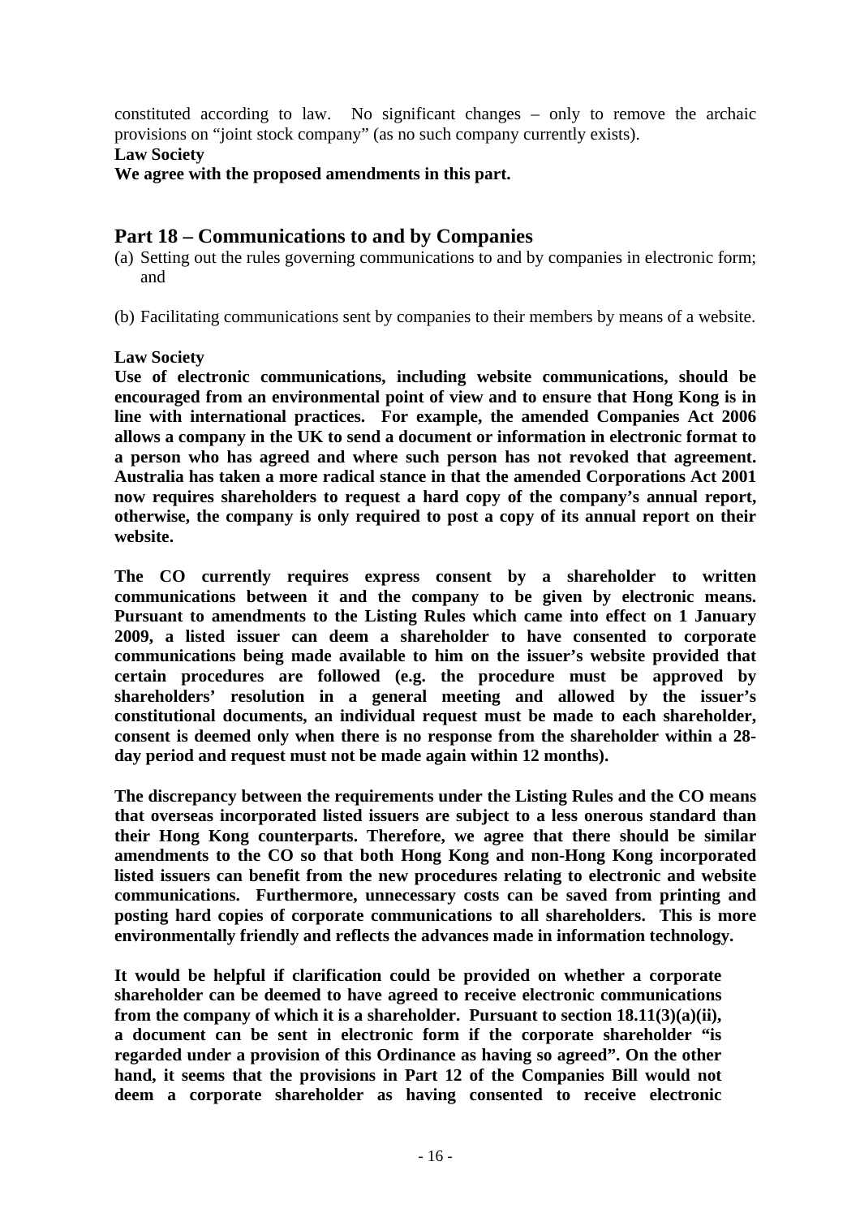constituted according to law. No significant changes – only to remove the archaic provisions on "joint stock company" (as no such company currently exists).

**Law Society**

**We agree with the proposed amendments in this part.**

## Part 18 – Communications to and by Companies

(a) Setting out the rules governing communications to and by companies in electronic form; and

(b) Facilitating communications sent by companies to their members by means of a website.

**Law Society**

**Use of electronic communications, including website communications, should be encouraged from an environmental point of view and to ensure that Hong Kong is in line with international practices. For example, the amended Companies Act 2006 allows a company in the UK to send a document or information in electronic format to a person who has agreed and where such person has not revoked that agreement. Australia has taken a more radical stance in that the amended Corporations Act 2001 now requires shareholders to request a hard copy of the company's annual report, otherwise, the company is only required to post a copy of its annual report on their website.**

**The CO currently requires express consent by a shareholder to written communications between it and the company to be given by electronic means. Pursuant to amendments to the Listing Rules which came into effect on 1 January 2009, a listed issuer can deem a shareholder to have consented to corporate communications being made available to him on the issuer's website provided that certain procedures are followed (e.g. the procedure must be approved by shareholders' resolution in a general meeting and allowed by the issuer's constitutional documents, an individual request must be made to each shareholder, consent is deemed only when there is no response from the shareholder within a 28-day period and request must not be made again within 12 months).**

**The discrepancy between the requirements under the Listing Rules and the CO means that overseas incorporated listed issuers are subject to a less onerous standard than their Hong Kong counterparts. Therefore, we agree that there should be similar amendments to the CO so that both Hong Kong and non-Hong Kong incorporated listed issuers can benefit from the new procedures relating to electronic and website communications. Furthermore, unnecessary costs can be saved from printing and posting hard copies of corporate communications to all shareholders. This is more environmentally friendly and reflects the advances made in information technology.**

**It would be helpful if clarification could be provided on whether a corporate shareholder can be deemed to have agreed to receive electronic communications from the company of which it is a shareholder. Pursuant to section 18.11(3)(a)(ii), a document can be sent in electronic form if the corporate shareholder "is regarded under a provision of this Ordinance as having so agreed". On the other hand, it seems that the provisions in Part 12 of the Companies Bill would not deem a corporate shareholder as having consented to receive electronic**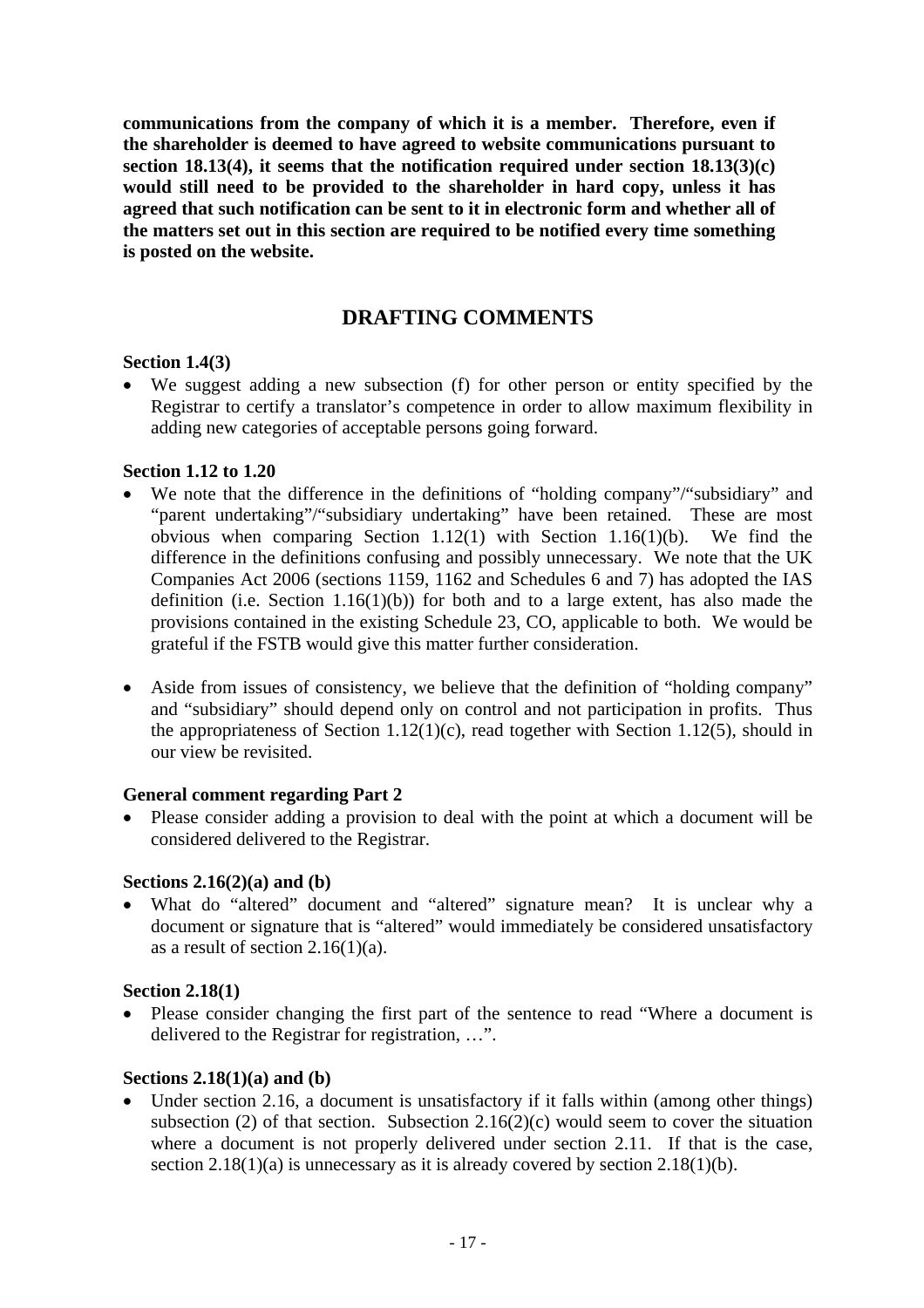**communications from the company of which it is a member. Therefore, even if the shareholder is deemed to have agreed to website communications pursuant to section 18.13(4), it seems that the notification required under section 18.13(3)(c) would still need to be provided to the shareholder in hard copy, unless it has agreed that such notification can be sent to it in electronic form and whether all of the matters set out in this section are required to be notified every time something is posted on the website.**

## DRAFTING COMMENTS

**Section 1.4(3)**

- We suggest adding a new subsection (f) for other person or entity specified by the Registrar to certify a translator's competence in order to allow maximum flexibility in adding new categories of acceptable persons going forward.

**Section 1.12 to 1.20**

- We note that the difference in the definitions of "holding company"/"subsidiary" and "parent undertaking"/"subsidiary undertaking" have been retained. These are most obvious when comparing Section 1.12(1) with Section 1.16(1)(b). We find the difference in the definitions confusing and possibly unnecessary. We note that the UK Companies Act 2006 (sections 1159, 1162 and Schedules 6 and 7) has adopted the IAS definition (i.e. Section 1.16(1)(b)) for both and to a large extent, has also made the provisions contained in the existing Schedule 23, CO, applicable to both. We would be grateful if the FSTB would give this matter further consideration.

- Aside from issues of consistency, we believe that the definition of "holding company" and "subsidiary" should depend only on control and not participation in profits. Thus the appropriateness of Section 1.12(1)(c), read together with Section 1.12(5), should in our view be revisited.

**General comment regarding Part 2**

- Please consider adding a provision to deal with the point at which a document will be considered delivered to the Registrar.

**Sections 2.16(2)(a) and (b)**

- What do "altered" document and "altered" signature mean? It is unclear why a document or signature that is "altered" would immediately be considered unsatisfactory as a result of section 2.16(1)(a).

**Section 2.18(1)**

- Please consider changing the first part of the sentence to read "Where a document is delivered to the Registrar for registration, …".

**Sections 2.18(1)(a) and (b)**

- Under section 2.16, a document is unsatisfactory if it falls within (among other things) subsection (2) of that section. Subsection 2.16(2)(c) would seem to cover the situation where a document is not properly delivered under section 2.11. If that is the case, section 2.18(1)(a) is unnecessary as it is already covered by section 2.18(1)(b).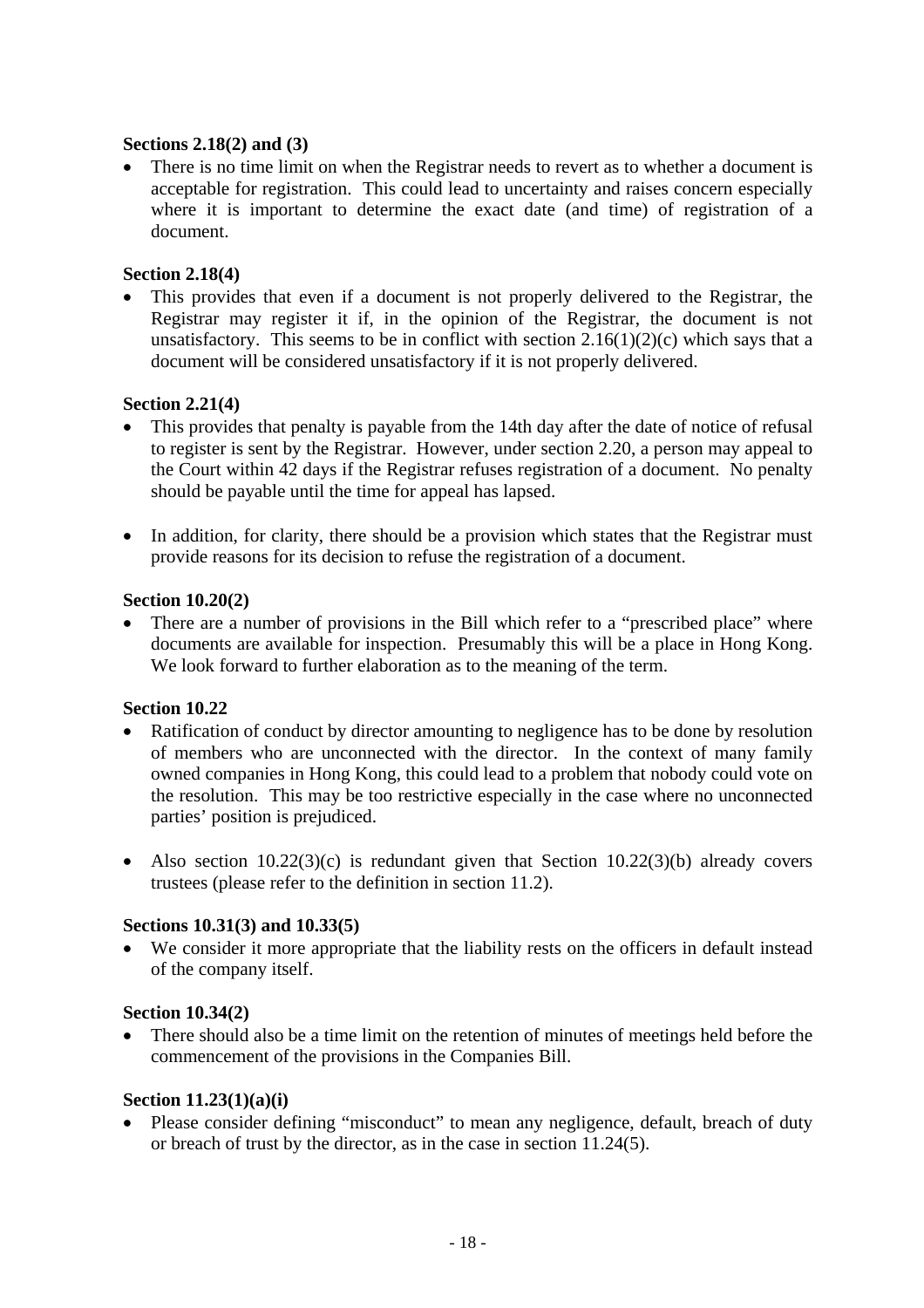**Sections 2.18(2) and (3)**

- There is no time limit on when the Registrar needs to revert as to whether a document is acceptable for registration. This could lead to uncertainty and raises concern especially where it is important to determine the exact date (and time) of registration of a document.

**Section 2.18(4)**

- This provides that even if a document is not properly delivered to the Registrar, the Registrar may register it if, in the opinion of the Registrar, the document is not unsatisfactory. This seems to be in conflict with section 2.16(1)(2)(c) which says that a document will be considered unsatisfactory if it is not properly delivered.

**Section 2.21(4)**

- This provides that penalty is payable from the 14th day after the date of notice of refusal to register is sent by the Registrar. However, under section 2.20, a person may appeal to the Court within 42 days if the Registrar refuses registration of a document. No penalty should be payable until the time for appeal has lapsed.

- In addition, for clarity, there should be a provision which states that the Registrar must provide reasons for its decision to refuse the registration of a document.

**Section 10.20(2)**

- There are a number of provisions in the Bill which refer to a "prescribed place" where documents are available for inspection. Presumably this will be a place in Hong Kong. We look forward to further elaboration as to the meaning of the term.

**Section 10.22**

- Ratification of conduct by director amounting to negligence has to be done by resolution of members who are unconnected with the director. In the context of many family owned companies in Hong Kong, this could lead to a problem that nobody could vote on the resolution. This may be too restrictive especially in the case where no unconnected parties' position is prejudiced.

- Also section 10.22(3)(c) is redundant given that Section 10.22(3)(b) already covers trustees (please refer to the definition in section 11.2).

**Sections 10.31(3) and 10.33(5)**

- We consider it more appropriate that the liability rests on the officers in default instead of the company itself.

**Section 10.34(2)**

- There should also be a time limit on the retention of minutes of meetings held before the commencement of the provisions in the Companies Bill.

**Section 11.23(1)(a)(i)**

- Please consider defining "misconduct" to mean any negligence, default, breach of duty or breach of trust by the director, as in the case in section 11.24(5).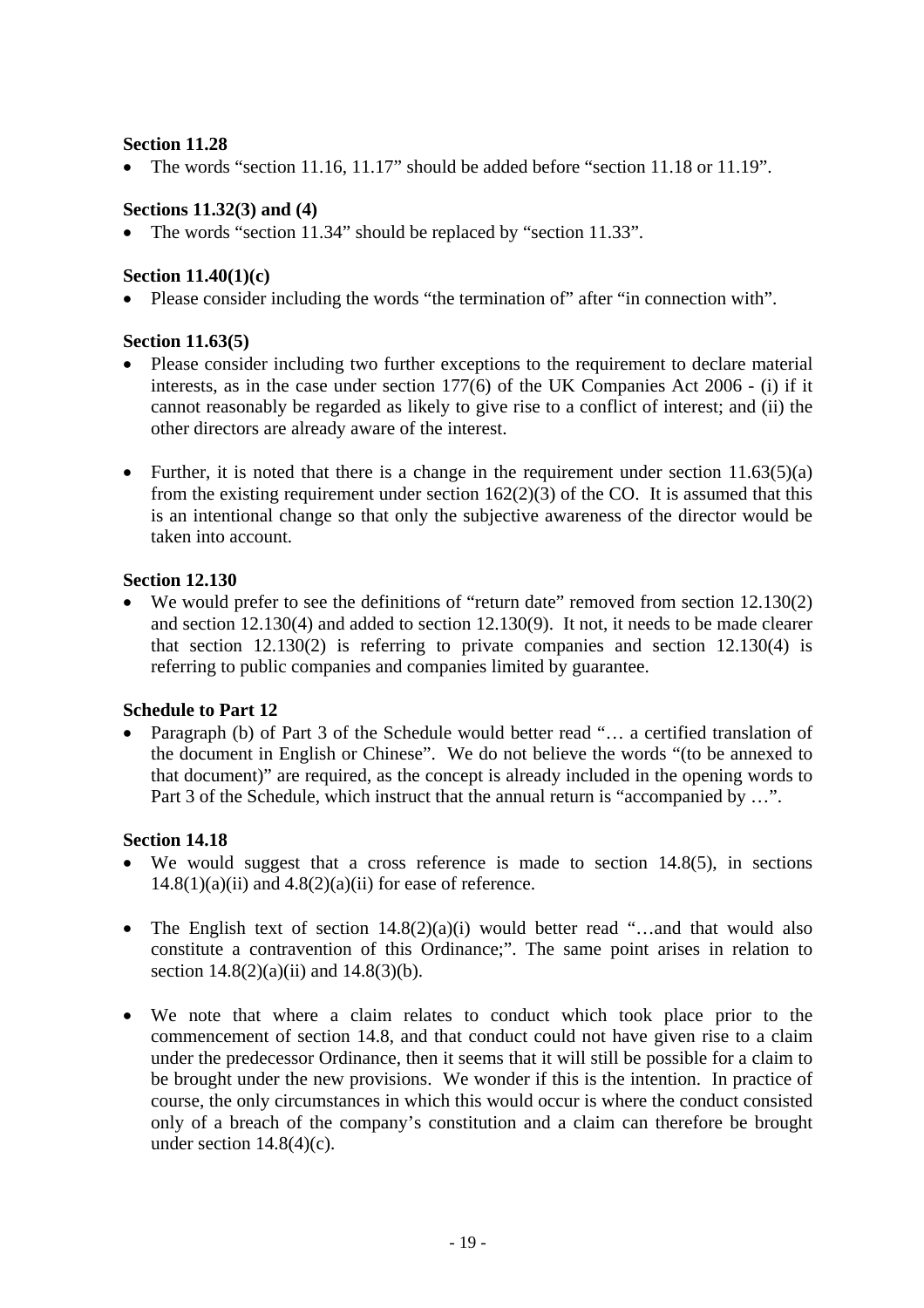**Section 11.28**

- The words "section 11.16, 11.17" should be added before "section 11.18 or 11.19".

**Sections 11.32(3) and (4)**

- The words "section 11.34" should be replaced by "section 11.33".

**Section 11.40(1)(c)**

- Please consider including the words "the termination of" after "in connection with".

**Section 11.63(5)**

- Please consider including two further exceptions to the requirement to declare material interests, as in the case under section 177(6) of the UK Companies Act 2006 - (i) if it cannot reasonably be regarded as likely to give rise to a conflict of interest; and (ii) the other directors are already aware of the interest.

- Further, it is noted that there is a change in the requirement under section 11.63(5)(a) from the existing requirement under section 162(2)(3) of the CO. It is assumed that this is an intentional change so that only the subjective awareness of the director would be taken into account.

**Section 12.130**

- We would prefer to see the definitions of "return date" removed from section 12.130(2) and section 12.130(4) and added to section 12.130(9). It not, it needs to be made clearer that section 12.130(2) is referring to private companies and section 12.130(4) is referring to public companies and companies limited by guarantee.

**Schedule to Part 12**

- Paragraph (b) of Part 3 of the Schedule would better read "… a certified translation of the document in English or Chinese". We do not believe the words "(to be annexed to that document)" are required, as the concept is already included in the opening words to Part 3 of the Schedule, which instruct that the annual return is "accompanied by …".

**Section 14.18**

- We would suggest that a cross reference is made to section 14.8(5), in sections 14.8(1)(a)(ii) and 4.8(2)(a)(ii) for ease of reference.

- The English text of section 14.8(2)(a)(i) would better read "…and that would also constitute a contravention of this Ordinance;". The same point arises in relation to section 14.8(2)(a)(ii) and 14.8(3)(b).

- We note that where a claim relates to conduct which took place prior to the commencement of section 14.8, and that conduct could not have given rise to a claim under the predecessor Ordinance, then it seems that it will still be possible for a claim to be brought under the new provisions. We wonder if this is the intention. In practice of course, the only circumstances in which this would occur is where the conduct consisted only of a breach of the company's constitution and a claim can therefore be brought under section 14.8(4)(c).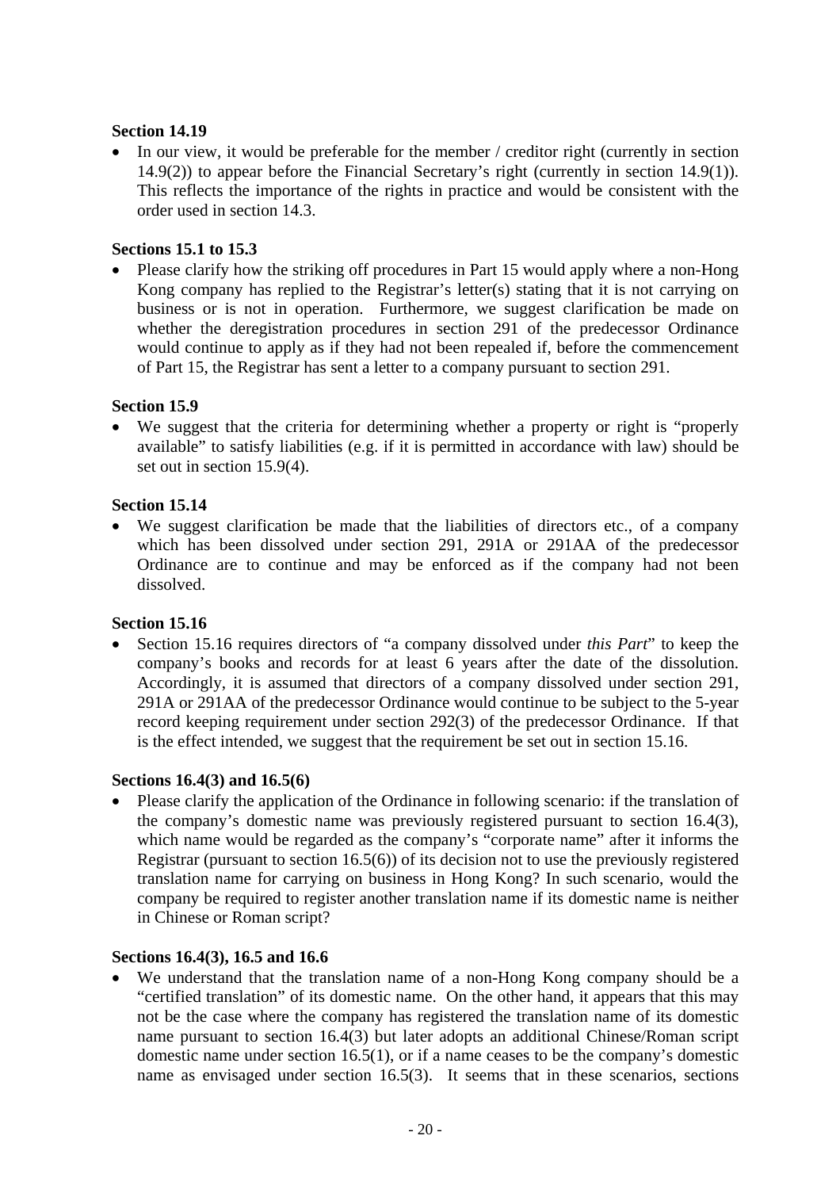**Section 14.19**

- In our view, it would be preferable for the member / creditor right (currently in section 14.9(2)) to appear before the Financial Secretary's right (currently in section 14.9(1)). This reflects the importance of the rights in practice and would be consistent with the order used in section 14.3.

**Sections 15.1 to 15.3**

- Please clarify how the striking off procedures in Part 15 would apply where a non-Hong Kong company has replied to the Registrar's letter(s) stating that it is not carrying on business or is not in operation. Furthermore, we suggest clarification be made on whether the deregistration procedures in section 291 of the predecessor Ordinance would continue to apply as if they had not been repealed if, before the commencement of Part 15, the Registrar has sent a letter to a company pursuant to section 291.

**Section 15.9**

- We suggest that the criteria for determining whether a property or right is "properly available" to satisfy liabilities (e.g. if it is permitted in accordance with law) should be set out in section 15.9(4).

**Section 15.14**

- We suggest clarification be made that the liabilities of directors etc., of a company which has been dissolved under section 291, 291A or 291AA of the predecessor Ordinance are to continue and may be enforced as if the company had not been dissolved.

**Section 15.16**

- Section 15.16 requires directors of "a company dissolved under *this Part*" to keep the company's books and records for at least 6 years after the date of the dissolution. Accordingly, it is assumed that directors of a company dissolved under section 291, 291A or 291AA of the predecessor Ordinance would continue to be subject to the 5-year record keeping requirement under section 292(3) of the predecessor Ordinance. If that is the effect intended, we suggest that the requirement be set out in section 15.16.

**Sections 16.4(3) and 16.5(6)**

- Please clarify the application of the Ordinance in following scenario: if the translation of the company's domestic name was previously registered pursuant to section 16.4(3), which name would be regarded as the company's "corporate name" after it informs the Registrar (pursuant to section 16.5(6)) of its decision not to use the previously registered translation name for carrying on business in Hong Kong? In such scenario, would the company be required to register another translation name if its domestic name is neither in Chinese or Roman script?

**Sections 16.4(3), 16.5 and 16.6**

- We understand that the translation name of a non-Hong Kong company should be a "certified translation" of its domestic name. On the other hand, it appears that this may not be the case where the company has registered the translation name of its domestic name pursuant to section 16.4(3) but later adopts an additional Chinese/Roman script domestic name under section 16.5(1), or if a name ceases to be the company's domestic name as envisaged under section 16.5(3). It seems that in these scenarios, sections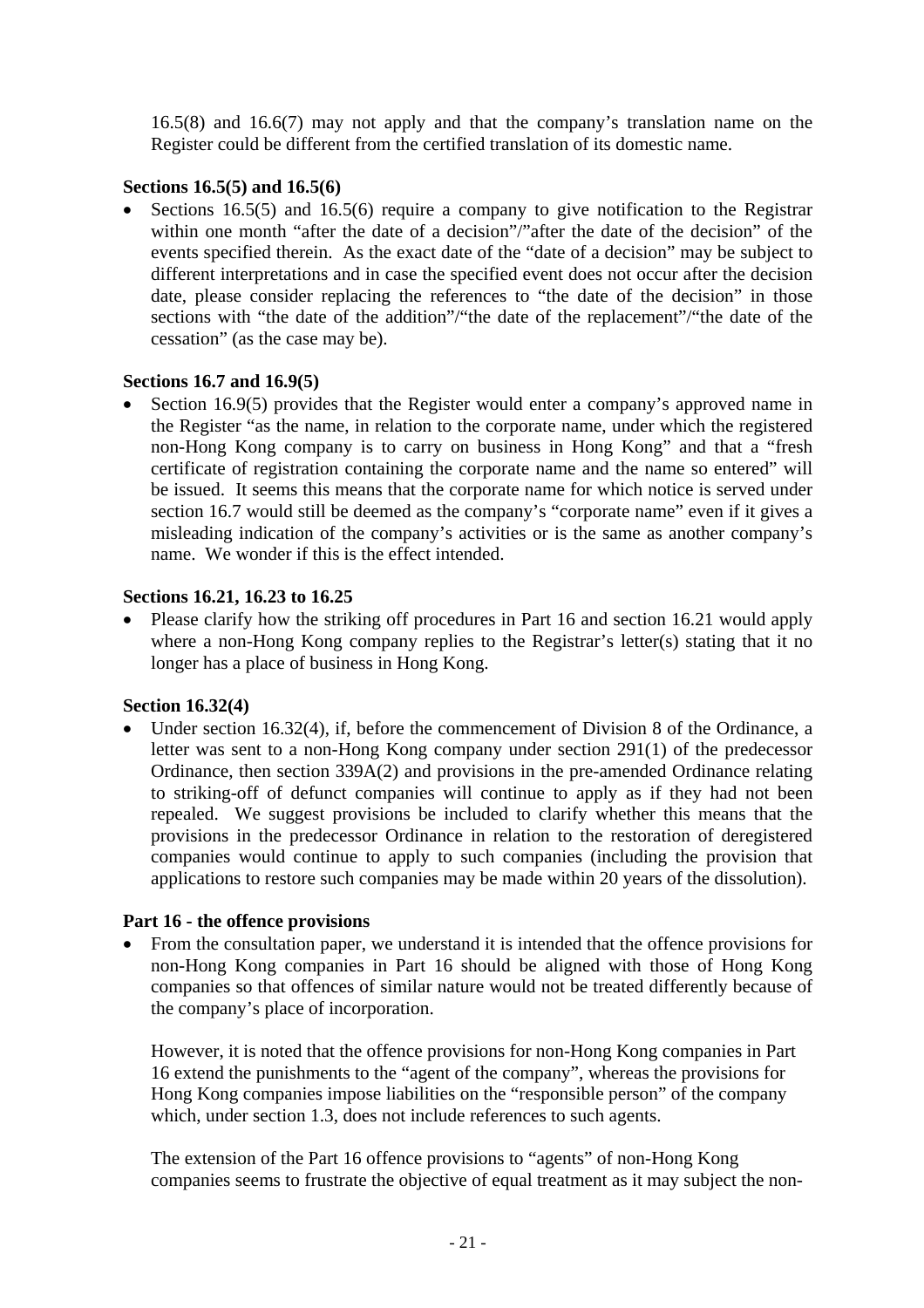16.5(8) and 16.6(7) may not apply and that the company's translation name on the Register could be different from the certified translation of its domestic name.

**Sections 16.5(5) and 16.5(6)**

- Sections 16.5(5) and 16.5(6) require a company to give notification to the Registrar within one month "after the date of a decision"/"after the date of the decision" of the events specified therein. As the exact date of the "date of a decision" may be subject to different interpretations and in case the specified event does not occur after the decision date, please consider replacing the references to "the date of the decision" in those sections with "the date of the addition"/"the date of the replacement"/"the date of the cessation" (as the case may be).

**Sections 16.7 and 16.9(5)**

- Section 16.9(5) provides that the Register would enter a company's approved name in the Register "as the name, in relation to the corporate name, under which the registered non-Hong Kong company is to carry on business in Hong Kong" and that a "fresh certificate of registration containing the corporate name and the name so entered" will be issued. It seems this means that the corporate name for which notice is served under section 16.7 would still be deemed as the company's "corporate name" even if it gives a misleading indication of the company's activities or is the same as another company's name. We wonder if this is the effect intended.

**Sections 16.21, 16.23 to 16.25**

- Please clarify how the striking off procedures in Part 16 and section 16.21 would apply where a non-Hong Kong company replies to the Registrar's letter(s) stating that it no longer has a place of business in Hong Kong.

**Section 16.32(4)**

- Under section 16.32(4), if, before the commencement of Division 8 of the Ordinance, a letter was sent to a non-Hong Kong company under section 291(1) of the predecessor Ordinance, then section 339A(2) and provisions in the pre-amended Ordinance relating to striking-off of defunct companies will continue to apply as if they had not been repealed. We suggest provisions be included to clarify whether this means that the provisions in the predecessor Ordinance in relation to the restoration of deregistered companies would continue to apply to such companies (including the provision that applications to restore such companies may be made within 20 years of the dissolution).

**Part 16 - the offence provisions**

- From the consultation paper, we understand it is intended that the offence provisions for non-Hong Kong companies in Part 16 should be aligned with those of Hong Kong companies so that offences of similar nature would not be treated differently because of the company's place of incorporation.

  However, it is noted that the offence provisions for non-Hong Kong companies in Part 16 extend the punishments to the "agent of the company", whereas the provisions for Hong Kong companies impose liabilities on the "responsible person" of the company which, under section 1.3, does not include references to such agents.

  The extension of the Part 16 offence provisions to "agents" of non-Hong Kong companies seems to frustrate the objective of equal treatment as it may subject the non-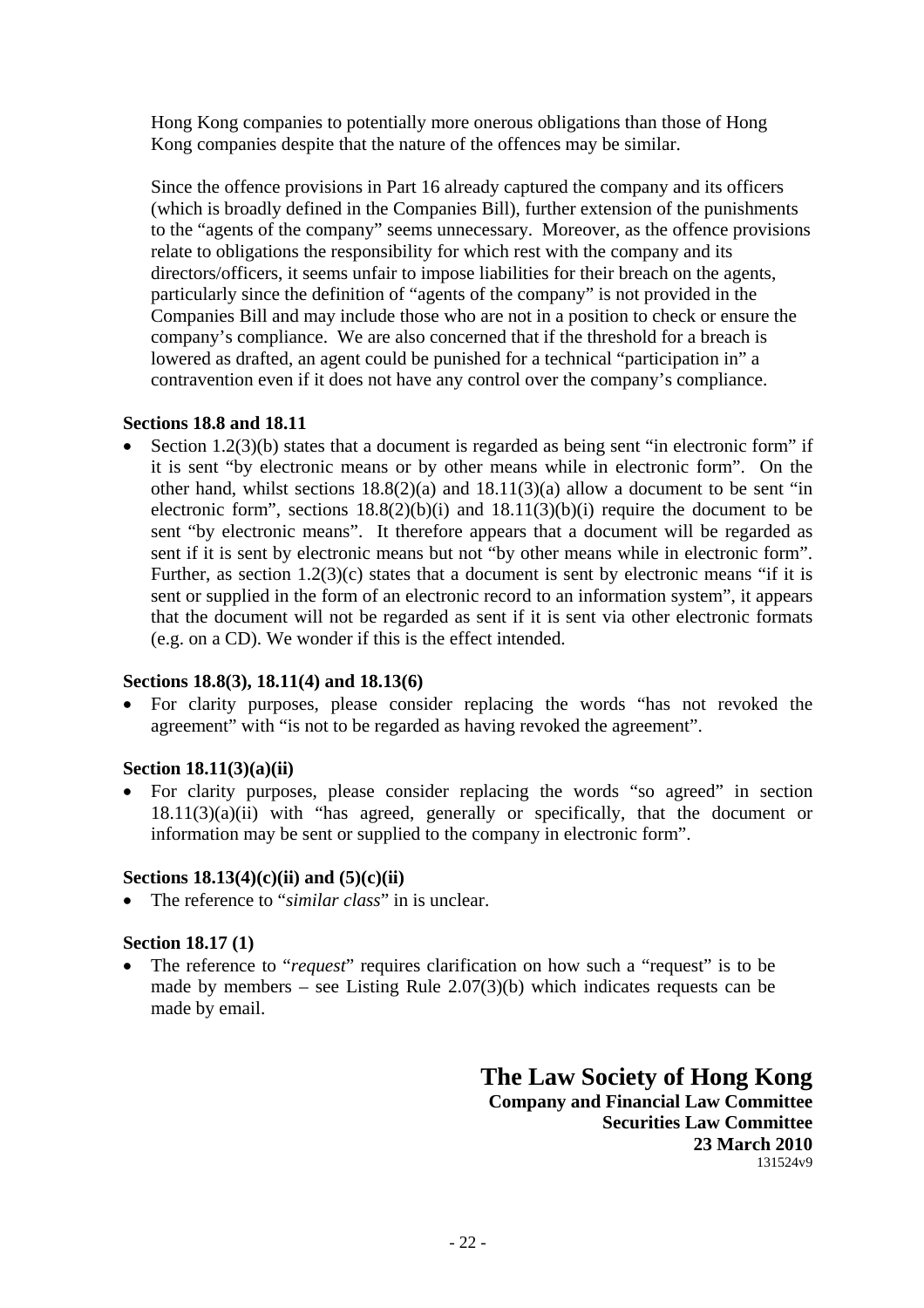Hong Kong companies to potentially more onerous obligations than those of Hong Kong companies despite that the nature of the offences may be similar.

Since the offence provisions in Part 16 already captured the company and its officers (which is broadly defined in the Companies Bill), further extension of the punishments to the "agents of the company" seems unnecessary. Moreover, as the offence provisions relate to obligations the responsibility for which rest with the company and its directors/officers, it seems unfair to impose liabilities for their breach on the agents, particularly since the definition of "agents of the company" is not provided in the Companies Bill and may include those who are not in a position to check or ensure the company's compliance. We are also concerned that if the threshold for a breach is lowered as drafted, an agent could be punished for a technical "participation in" a contravention even if it does not have any control over the company's compliance.

**Sections 18.8 and 18.11**

- Section 1.2(3)(b) states that a document is regarded as being sent "in electronic form" if it is sent "by electronic means or by other means while in electronic form". On the other hand, whilst sections 18.8(2)(a) and 18.11(3)(a) allow a document to be sent "in electronic form", sections 18.8(2)(b)(i) and 18.11(3)(b)(i) require the document to be sent "by electronic means". It therefore appears that a document will be regarded as sent if it is sent by electronic means but not "by other means while in electronic form". Further, as section 1.2(3)(c) states that a document is sent by electronic means "if it is sent or supplied in the form of an electronic record to an information system", it appears that the document will not be regarded as sent if it is sent via other electronic formats (e.g. on a CD). We wonder if this is the effect intended.

**Sections 18.8(3), 18.11(4) and 18.13(6)**

- For clarity purposes, please consider replacing the words "has not revoked the agreement" with "is not to be regarded as having revoked the agreement".

**Section 18.11(3)(a)(ii)**

- For clarity purposes, please consider replacing the words "so agreed" in section 18.11(3)(a)(ii) with "has agreed, generally or specifically, that the document or information may be sent or supplied to the company in electronic form".

**Sections 18.13(4)(c)(ii) and (5)(c)(ii)**

- The reference to "*similar class*" in is unclear.

**Section 18.17 (1)**

- The reference to "*request*" requires clarification on how such a "request" is to be made by members – see Listing Rule 2.07(3)(b) which indicates requests can be made by email.

**The Law Society of Hong Kong**
**Company and Financial Law Committee**
**Securities Law Committee**
**23 March 2010**
131524v9